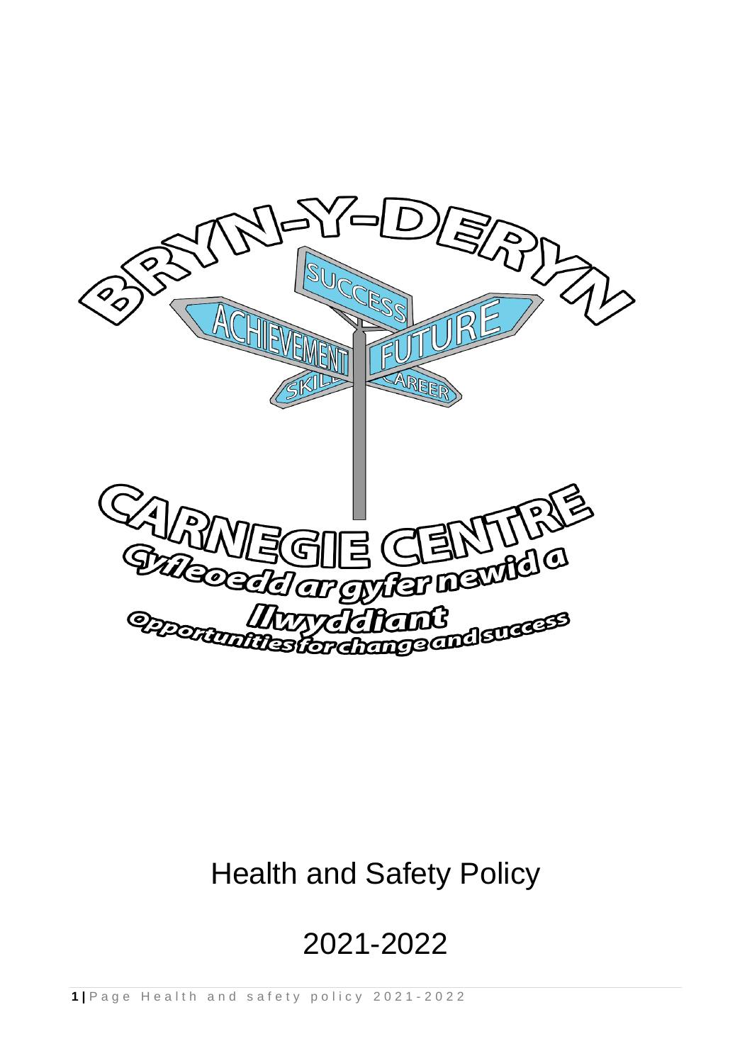BRYN-Y-DERYN

CARNEGIE CENTRE

Cyfleoedd ar gyfer newid a llwyddiant

Opportunities for change and success

# Health and Safety Policy

# 2021-2022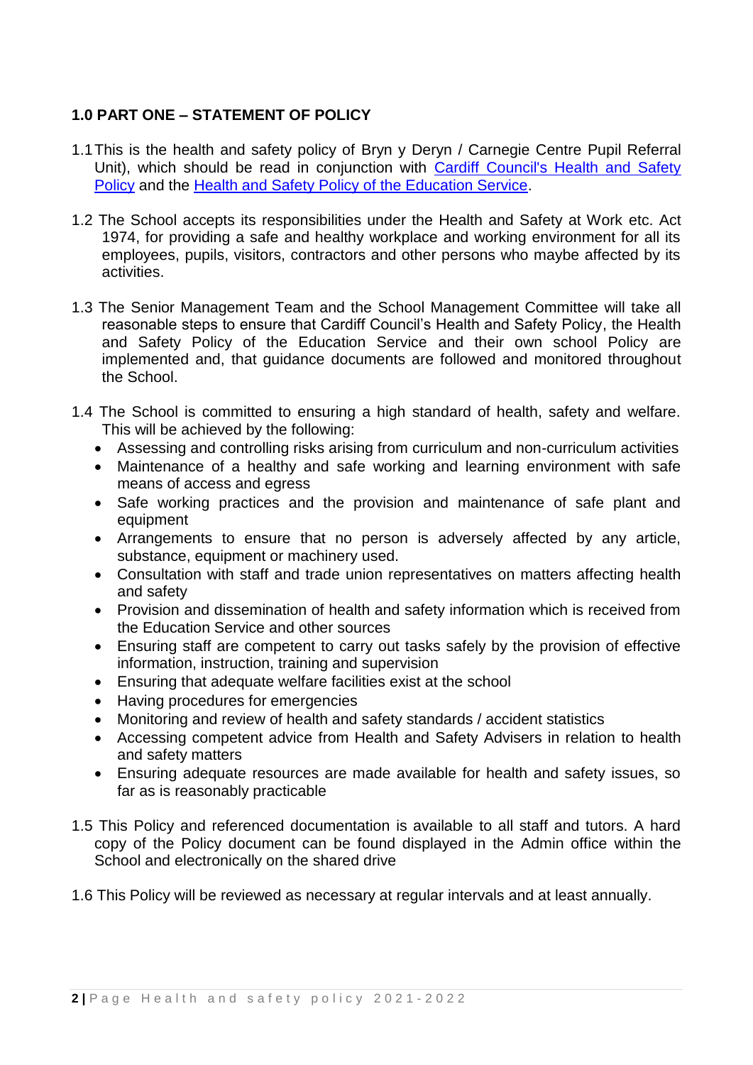## 1.0 PART ONE – STATEMENT OF POLICY

1.1 This is the health and safety policy of Bryn y Deryn / Carnegie Centre Pupil Referral Unit), which should be read in conjunction with [Cardiff Council's Health and Safety Policy]() and the [Health and Safety Policy of the Education Service]().

1.2 The School accepts its responsibilities under the Health and Safety at Work etc. Act 1974, for providing a safe and healthy workplace and working environment for all its employees, pupils, visitors, contractors and other persons who maybe affected by its activities.

1.3 The Senior Management Team and the School Management Committee will take all reasonable steps to ensure that Cardiff Council's Health and Safety Policy, the Health and Safety Policy of the Education Service and their own school Policy are implemented and, that guidance documents are followed and monitored throughout the School.

1.4 The School is committed to ensuring a high standard of health, safety and welfare. This will be achieved by the following:

- Assessing and controlling risks arising from curriculum and non-curriculum activities
- Maintenance of a healthy and safe working and learning environment with safe means of access and egress
- Safe working practices and the provision and maintenance of safe plant and equipment
- Arrangements to ensure that no person is adversely affected by any article, substance, equipment or machinery used.
- Consultation with staff and trade union representatives on matters affecting health and safety
- Provision and dissemination of health and safety information which is received from the Education Service and other sources
- Ensuring staff are competent to carry out tasks safely by the provision of effective information, instruction, training and supervision
- Ensuring that adequate welfare facilities exist at the school
- Having procedures for emergencies
- Monitoring and review of health and safety standards / accident statistics
- Accessing competent advice from Health and Safety Advisers in relation to health and safety matters
- Ensuring adequate resources are made available for health and safety issues, so far as is reasonably practicable

1.5 This Policy and referenced documentation is available to all staff and tutors. A hard copy of the Policy document can be found displayed in the Admin office within the School and electronically on the shared drive

1.6 This Policy will be reviewed as necessary at regular intervals and at least annually.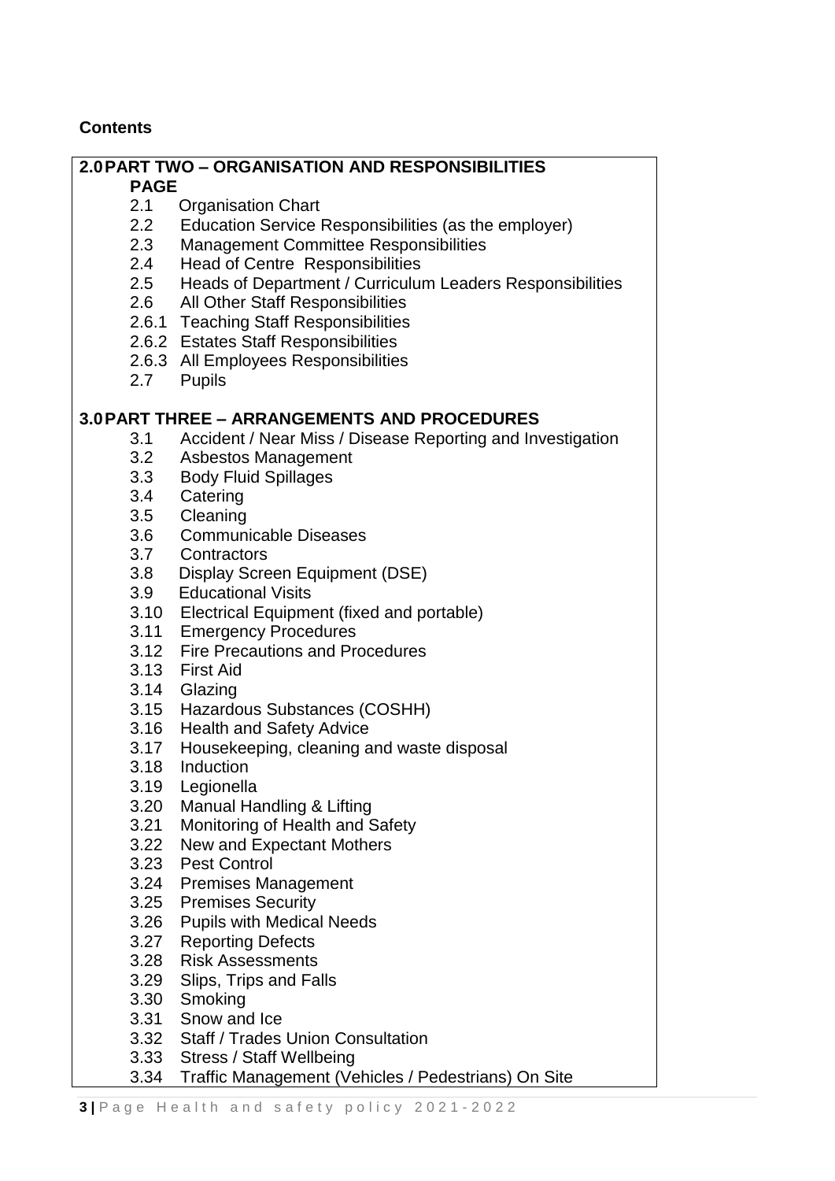**Contents**

**2.0 PART TWO – ORGANISATION AND RESPONSIBILITIES**

**PAGE**

- 2.1 Organisation Chart
- 2.2 Education Service Responsibilities (as the employer)
- 2.3 Management Committee Responsibilities
- 2.4 Head of Centre Responsibilities
- 2.5 Heads of Department / Curriculum Leaders Responsibilities
- 2.6 All Other Staff Responsibilities
- 2.6.1 Teaching Staff Responsibilities
- 2.6.2 Estates Staff Responsibilities
- 2.6.3 All Employees Responsibilities
- 2.7 Pupils

**3.0 PART THREE – ARRANGEMENTS AND PROCEDURES**

- 3.1 Accident / Near Miss / Disease Reporting and Investigation
- 3.2 Asbestos Management
- 3.3 Body Fluid Spillages
- 3.4 Catering
- 3.5 Cleaning
- 3.6 Communicable Diseases
- 3.7 Contractors
- 3.8 Display Screen Equipment (DSE)
- 3.9 Educational Visits
- 3.10 Electrical Equipment (fixed and portable)
- 3.11 Emergency Procedures
- 3.12 Fire Precautions and Procedures
- 3.13 First Aid
- 3.14 Glazing
- 3.15 Hazardous Substances (COSHH)
- 3.16 Health and Safety Advice
- 3.17 Housekeeping, cleaning and waste disposal
- 3.18 Induction
- 3.19 Legionella
- 3.20 Manual Handling & Lifting
- 3.21 Monitoring of Health and Safety
- 3.22 New and Expectant Mothers
- 3.23 Pest Control
- 3.24 Premises Management
- 3.25 Premises Security
- 3.26 Pupils with Medical Needs
- 3.27 Reporting Defects
- 3.28 Risk Assessments
- 3.29 Slips, Trips and Falls
- 3.30 Smoking
- 3.31 Snow and Ice
- 3.32 Staff / Trades Union Consultation
- 3.33 Stress / Staff Wellbeing
- 3.34 Traffic Management (Vehicles / Pedestrians) On Site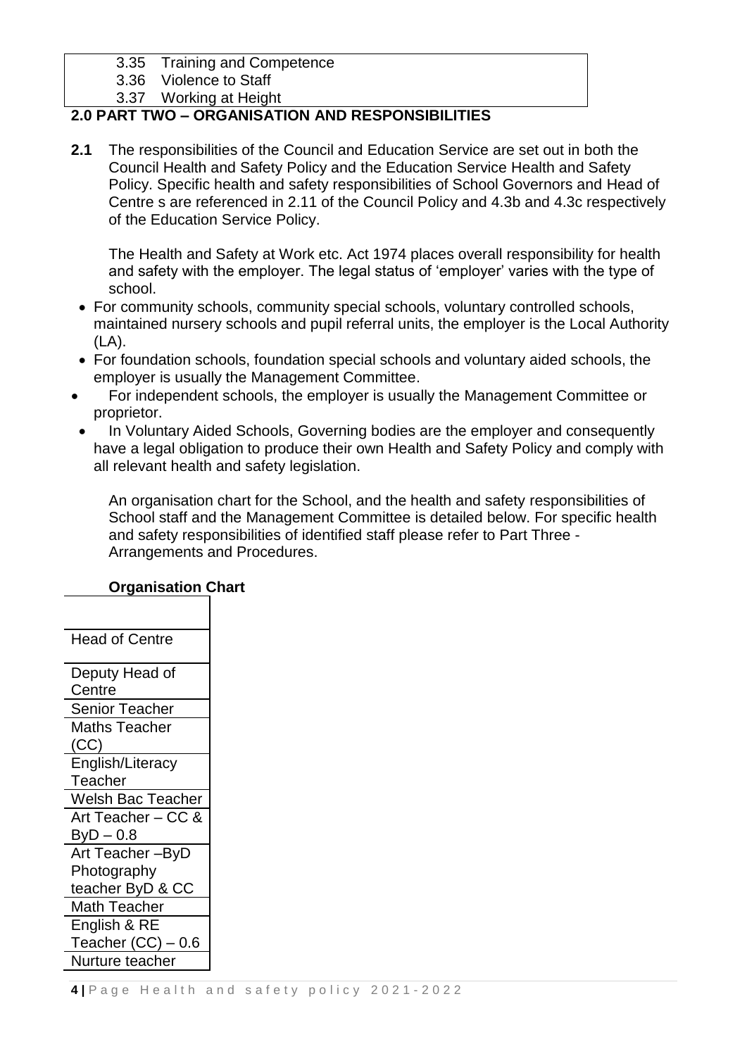| | |
|---|---|
| 3.35 | Training and Competence |
| 3.36 | Violence to Staff |
| 3.37 | Working at Height |

## 2.0 PART TWO – ORGANISATION AND RESPONSIBILITIES

**2.1** The responsibilities of the Council and Education Service are set out in both the Council Health and Safety Policy and the Education Service Health and Safety Policy. Specific health and safety responsibilities of School Governors and Head of Centre s are referenced in 2.11 of the Council Policy and 4.3b and 4.3c respectively of the Education Service Policy.

The Health and Safety at Work etc. Act 1974 places overall responsibility for health and safety with the employer. The legal status of 'employer' varies with the type of school.

- For community schools, community special schools, voluntary controlled schools, maintained nursery schools and pupil referral units, the employer is the Local Authority (LA).
- For foundation schools, foundation special schools and voluntary aided schools, the employer is usually the Management Committee.
- For independent schools, the employer is usually the Management Committee or proprietor.
- In Voluntary Aided Schools, Governing bodies are the employer and consequently have a legal obligation to produce their own Health and Safety Policy and comply with all relevant health and safety legislation.

An organisation chart for the School, and the health and safety responsibilities of School staff and the Management Committee is detailed below. For specific health and safety responsibilities of identified staff please refer to Part Three - Arrangements and Procedures.

**Organisation Chart**

| |
|---|
| Head of Centre |
| Deputy Head of Centre |
| Senior Teacher |
| Maths Teacher (CC) |
| English/Literacy Teacher |
| Welsh Bac Teacher |
| Art Teacher – CC & ByD – 0.8 |
| Art Teacher –ByD Photography teacher ByD & CC |
| Math Teacher |
| English & RE Teacher (CC) – 0.6 |
| Nurture teacher |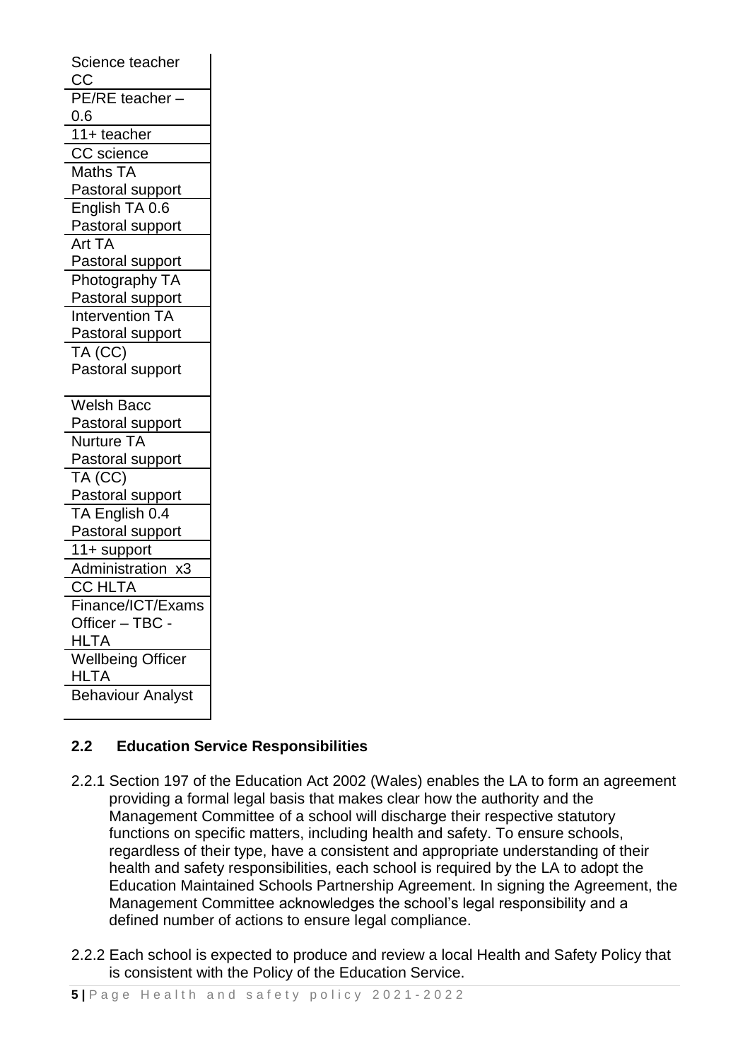| |
|---|
| Science teacher CC |
| PE/RE teacher – 0.6 |
| 11+ teacher |
| CC science |
| Maths TA Pastoral support |
| English TA 0.6 Pastoral support |
| Art TA Pastoral support |
| Photography TA Pastoral support |
| Intervention TA Pastoral support |
| TA (CC) Pastoral support |
| Welsh Bacc Pastoral support |
| Nurture TA Pastoral support |
| TA (CC) Pastoral support |
| TA English 0.4 Pastoral support |
| 11+ support |
| Administration x3 |
| CC HLTA |
| Finance/ICT/Exams Officer – TBC - HLTA |
| Wellbeing Officer HLTA |
| Behaviour Analyst |

## 2.2 Education Service Responsibilities

2.2.1 Section 197 of the Education Act 2002 (Wales) enables the LA to form an agreement providing a formal legal basis that makes clear how the authority and the Management Committee of a school will discharge their respective statutory functions on specific matters, including health and safety. To ensure schools, regardless of their type, have a consistent and appropriate understanding of their health and safety responsibilities, each school is required by the LA to adopt the Education Maintained Schools Partnership Agreement. In signing the Agreement, the Management Committee acknowledges the school's legal responsibility and a defined number of actions to ensure legal compliance.

2.2.2 Each school is expected to produce and review a local Health and Safety Policy that is consistent with the Policy of the Education Service.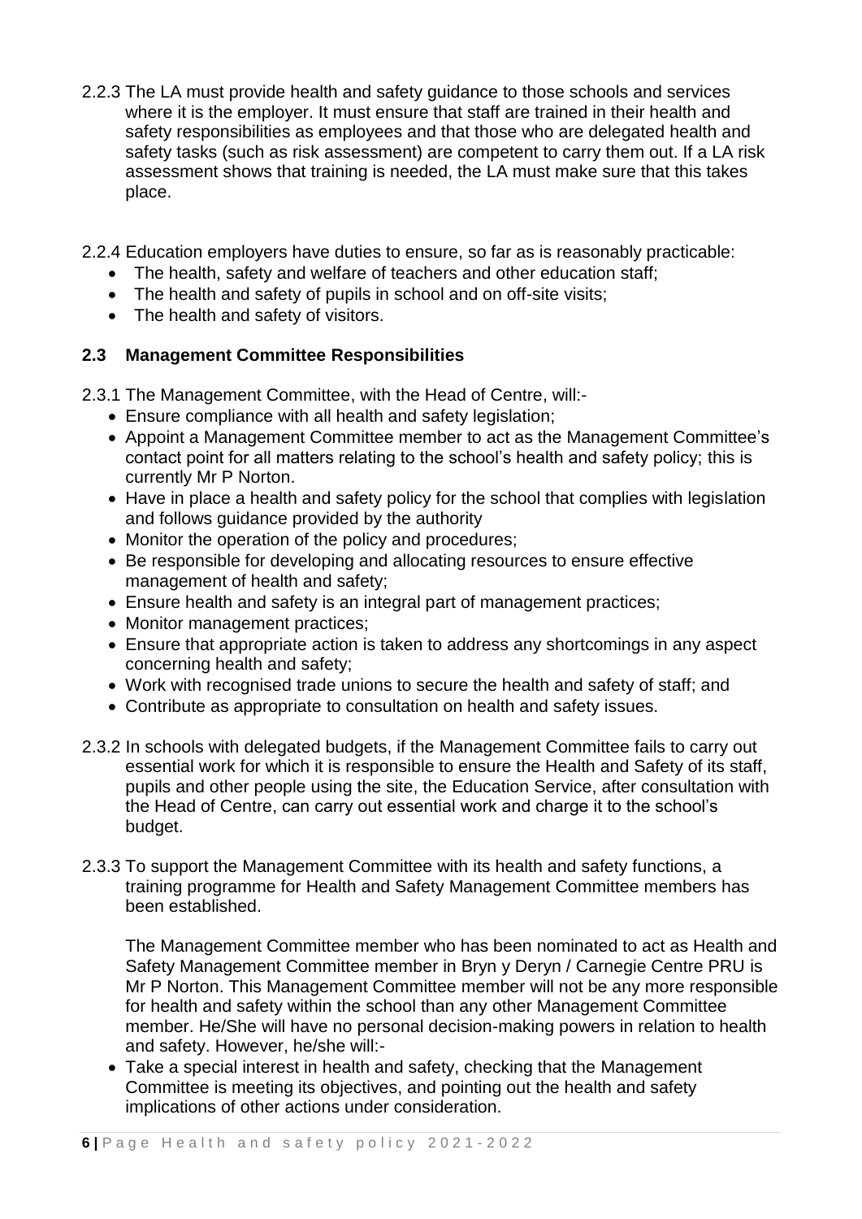2.2.3 The LA must provide health and safety guidance to those schools and services where it is the employer. It must ensure that staff are trained in their health and safety responsibilities as employees and that those who are delegated health and safety tasks (such as risk assessment) are competent to carry them out. If a LA risk assessment shows that training is needed, the LA must make sure that this takes place.

2.2.4 Education employers have duties to ensure, so far as is reasonably practicable:

- The health, safety and welfare of teachers and other education staff;
- The health and safety of pupils in school and on off-site visits;
- The health and safety of visitors.

### 2.3 Management Committee Responsibilities

2.3.1 The Management Committee, with the Head of Centre, will:-

- Ensure compliance with all health and safety legislation;
- Appoint a Management Committee member to act as the Management Committee's contact point for all matters relating to the school's health and safety policy; this is currently Mr P Norton.
- Have in place a health and safety policy for the school that complies with legislation and follows guidance provided by the authority
- Monitor the operation of the policy and procedures;
- Be responsible for developing and allocating resources to ensure effective management of health and safety;
- Ensure health and safety is an integral part of management practices;
- Monitor management practices;
- Ensure that appropriate action is taken to address any shortcomings in any aspect concerning health and safety;
- Work with recognised trade unions to secure the health and safety of staff; and
- Contribute as appropriate to consultation on health and safety issues.

2.3.2 In schools with delegated budgets, if the Management Committee fails to carry out essential work for which it is responsible to ensure the Health and Safety of its staff, pupils and other people using the site, the Education Service, after consultation with the Head of Centre, can carry out essential work and charge it to the school's budget.

2.3.3 To support the Management Committee with its health and safety functions, a training programme for Health and Safety Management Committee members has been established.

The Management Committee member who has been nominated to act as Health and Safety Management Committee member in Bryn y Deryn / Carnegie Centre PRU is Mr P Norton. This Management Committee member will not be any more responsible for health and safety within the school than any other Management Committee member. He/She will have no personal decision-making powers in relation to health and safety. However, he/she will:-

- Take a special interest in health and safety, checking that the Management Committee is meeting its objectives, and pointing out the health and safety implications of other actions under consideration.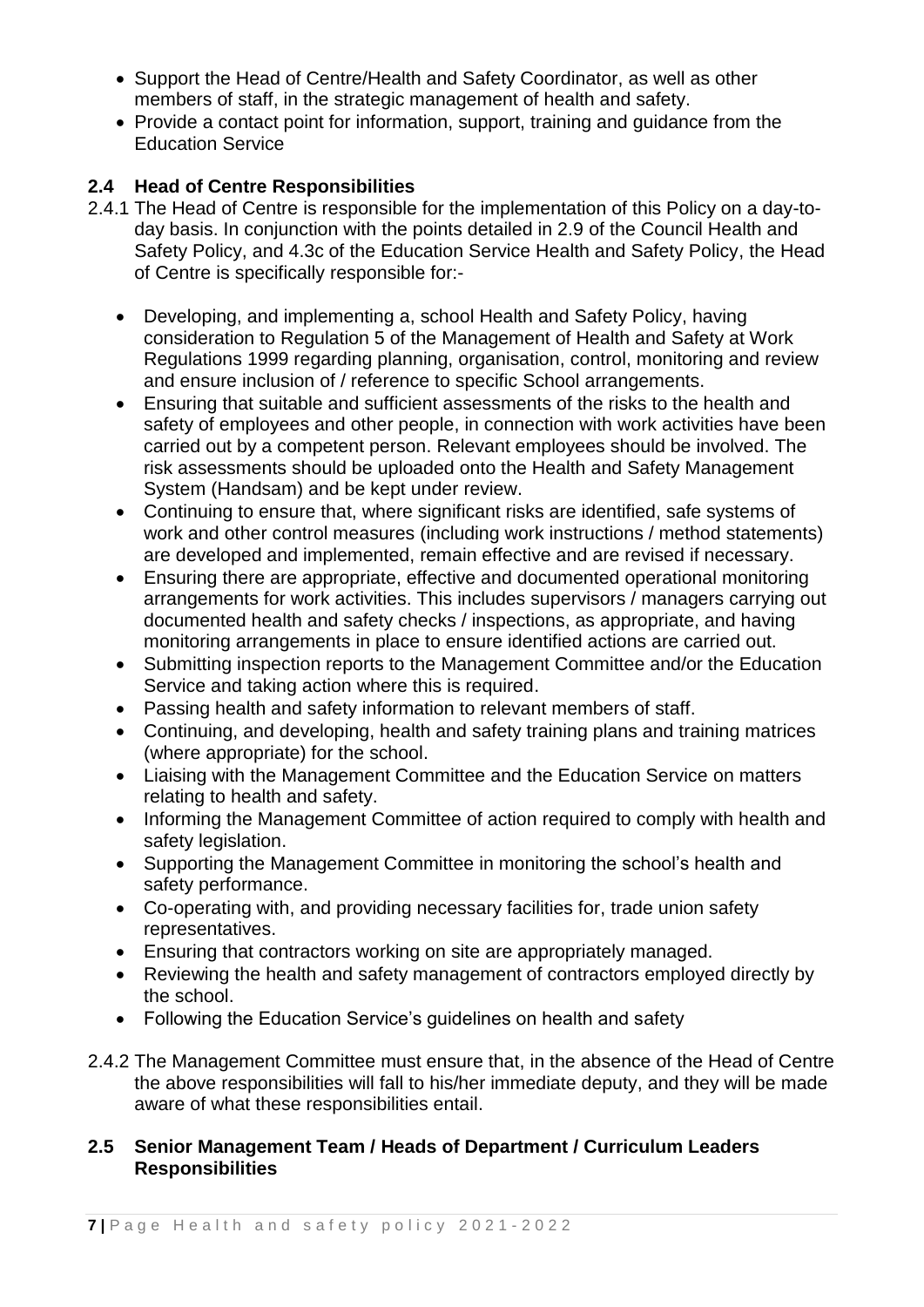- Support the Head of Centre/Health and Safety Coordinator, as well as other members of staff, in the strategic management of health and safety.
- Provide a contact point for information, support, training and guidance from the Education Service

### 2.4 Head of Centre Responsibilities

2.4.1 The Head of Centre is responsible for the implementation of this Policy on a day-to-day basis. In conjunction with the points detailed in 2.9 of the Council Health and Safety Policy, and 4.3c of the Education Service Health and Safety Policy, the Head of Centre is specifically responsible for:-

- Developing, and implementing a, school Health and Safety Policy, having consideration to Regulation 5 of the Management of Health and Safety at Work Regulations 1999 regarding planning, organisation, control, monitoring and review and ensure inclusion of / reference to specific School arrangements.
- Ensuring that suitable and sufficient assessments of the risks to the health and safety of employees and other people, in connection with work activities have been carried out by a competent person. Relevant employees should be involved. The risk assessments should be uploaded onto the Health and Safety Management System (Handsam) and be kept under review.
- Continuing to ensure that, where significant risks are identified, safe systems of work and other control measures (including work instructions / method statements) are developed and implemented, remain effective and are revised if necessary.
- Ensuring there are appropriate, effective and documented operational monitoring arrangements for work activities. This includes supervisors / managers carrying out documented health and safety checks / inspections, as appropriate, and having monitoring arrangements in place to ensure identified actions are carried out.
- Submitting inspection reports to the Management Committee and/or the Education Service and taking action where this is required.
- Passing health and safety information to relevant members of staff.
- Continuing, and developing, health and safety training plans and training matrices (where appropriate) for the school.
- Liaising with the Management Committee and the Education Service on matters relating to health and safety.
- Informing the Management Committee of action required to comply with health and safety legislation.
- Supporting the Management Committee in monitoring the school's health and safety performance.
- Co-operating with, and providing necessary facilities for, trade union safety representatives.
- Ensuring that contractors working on site are appropriately managed.
- Reviewing the health and safety management of contractors employed directly by the school.
- Following the Education Service's guidelines on health and safety

2.4.2 The Management Committee must ensure that, in the absence of the Head of Centre the above responsibilities will fall to his/her immediate deputy, and they will be made aware of what these responsibilities entail.

### 2.5 Senior Management Team / Heads of Department / Curriculum Leaders Responsibilities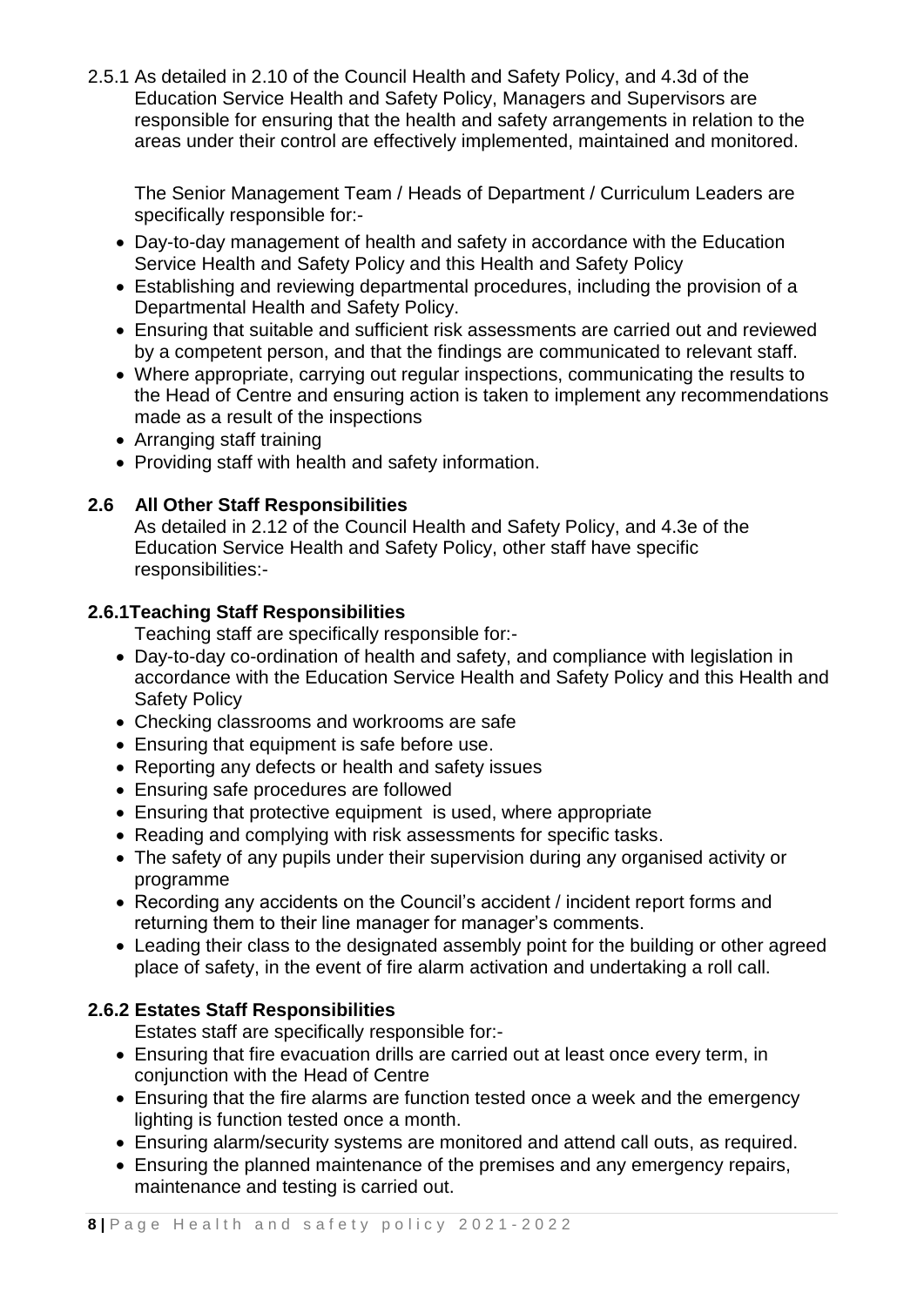2.5.1 As detailed in 2.10 of the Council Health and Safety Policy, and 4.3d of the Education Service Health and Safety Policy, Managers and Supervisors are responsible for ensuring that the health and safety arrangements in relation to the areas under their control are effectively implemented, maintained and monitored.

The Senior Management Team / Heads of Department / Curriculum Leaders are specifically responsible for:-

- Day-to-day management of health and safety in accordance with the Education Service Health and Safety Policy and this Health and Safety Policy
- Establishing and reviewing departmental procedures, including the provision of a Departmental Health and Safety Policy.
- Ensuring that suitable and sufficient risk assessments are carried out and reviewed by a competent person, and that the findings are communicated to relevant staff.
- Where appropriate, carrying out regular inspections, communicating the results to the Head of Centre and ensuring action is taken to implement any recommendations made as a result of the inspections
- Arranging staff training
- Providing staff with health and safety information.

## 2.6 All Other Staff Responsibilities

As detailed in 2.12 of the Council Health and Safety Policy, and 4.3e of the Education Service Health and Safety Policy, other staff have specific responsibilities:-

### 2.6.1 Teaching Staff Responsibilities

Teaching staff are specifically responsible for:-

- Day-to-day co-ordination of health and safety, and compliance with legislation in accordance with the Education Service Health and Safety Policy and this Health and Safety Policy
- Checking classrooms and workrooms are safe
- Ensuring that equipment is safe before use.
- Reporting any defects or health and safety issues
- Ensuring safe procedures are followed
- Ensuring that protective equipment is used, where appropriate
- Reading and complying with risk assessments for specific tasks.
- The safety of any pupils under their supervision during any organised activity or programme
- Recording any accidents on the Council's accident / incident report forms and returning them to their line manager for manager's comments.
- Leading their class to the designated assembly point for the building or other agreed place of safety, in the event of fire alarm activation and undertaking a roll call.

### 2.6.2 Estates Staff Responsibilities

Estates staff are specifically responsible for:-

- Ensuring that fire evacuation drills are carried out at least once every term, in conjunction with the Head of Centre
- Ensuring that the fire alarms are function tested once a week and the emergency lighting is function tested once a month.
- Ensuring alarm/security systems are monitored and attend call outs, as required.
- Ensuring the planned maintenance of the premises and any emergency repairs, maintenance and testing is carried out.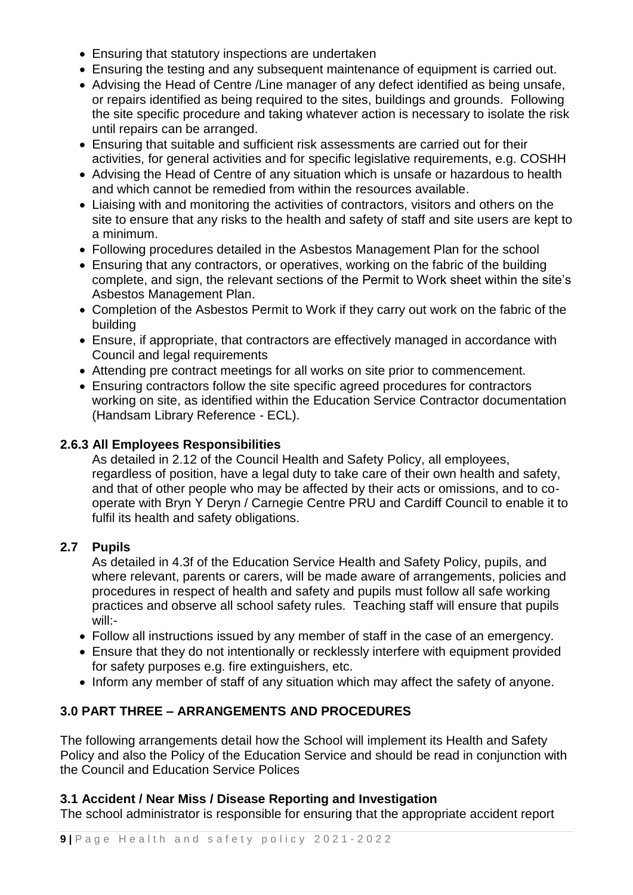- Ensuring that statutory inspections are undertaken
- Ensuring the testing and any subsequent maintenance of equipment is carried out.
- Advising the Head of Centre /Line manager of any defect identified as being unsafe, or repairs identified as being required to the sites, buildings and grounds. Following the site specific procedure and taking whatever action is necessary to isolate the risk until repairs can be arranged.
- Ensuring that suitable and sufficient risk assessments are carried out for their activities, for general activities and for specific legislative requirements, e.g. COSHH
- Advising the Head of Centre of any situation which is unsafe or hazardous to health and which cannot be remedied from within the resources available.
- Liaising with and monitoring the activities of contractors, visitors and others on the site to ensure that any risks to the health and safety of staff and site users are kept to a minimum.
- Following procedures detailed in the Asbestos Management Plan for the school
- Ensuring that any contractors, or operatives, working on the fabric of the building complete, and sign, the relevant sections of the Permit to Work sheet within the site's Asbestos Management Plan.
- Completion of the Asbestos Permit to Work if they carry out work on the fabric of the building
- Ensure, if appropriate, that contractors are effectively managed in accordance with Council and legal requirements
- Attending pre contract meetings for all works on site prior to commencement.
- Ensuring contractors follow the site specific agreed procedures for contractors working on site, as identified within the Education Service Contractor documentation (Handsam Library Reference - ECL).

### 2.6.3 All Employees Responsibilities

As detailed in 2.12 of the Council Health and Safety Policy, all employees, regardless of position, have a legal duty to take care of their own health and safety, and that of other people who may be affected by their acts or omissions, and to co-operate with Bryn Y Deryn / Carnegie Centre PRU and Cardiff Council to enable it to fulfil its health and safety obligations.

### 2.7 Pupils

As detailed in 4.3f of the Education Service Health and Safety Policy, pupils, and where relevant, parents or carers, will be made aware of arrangements, policies and procedures in respect of health and safety and pupils must follow all safe working practices and observe all school safety rules. Teaching staff will ensure that pupils will:-

- Follow all instructions issued by any member of staff in the case of an emergency.
- Ensure that they do not intentionally or recklessly interfere with equipment provided for safety purposes e.g. fire extinguishers, etc.
- Inform any member of staff of any situation which may affect the safety of anyone.

## 3.0 PART THREE – ARRANGEMENTS AND PROCEDURES

The following arrangements detail how the School will implement its Health and Safety Policy and also the Policy of the Education Service and should be read in conjunction with the Council and Education Service Polices

### 3.1 Accident / Near Miss / Disease Reporting and Investigation

The school administrator is responsible for ensuring that the appropriate accident report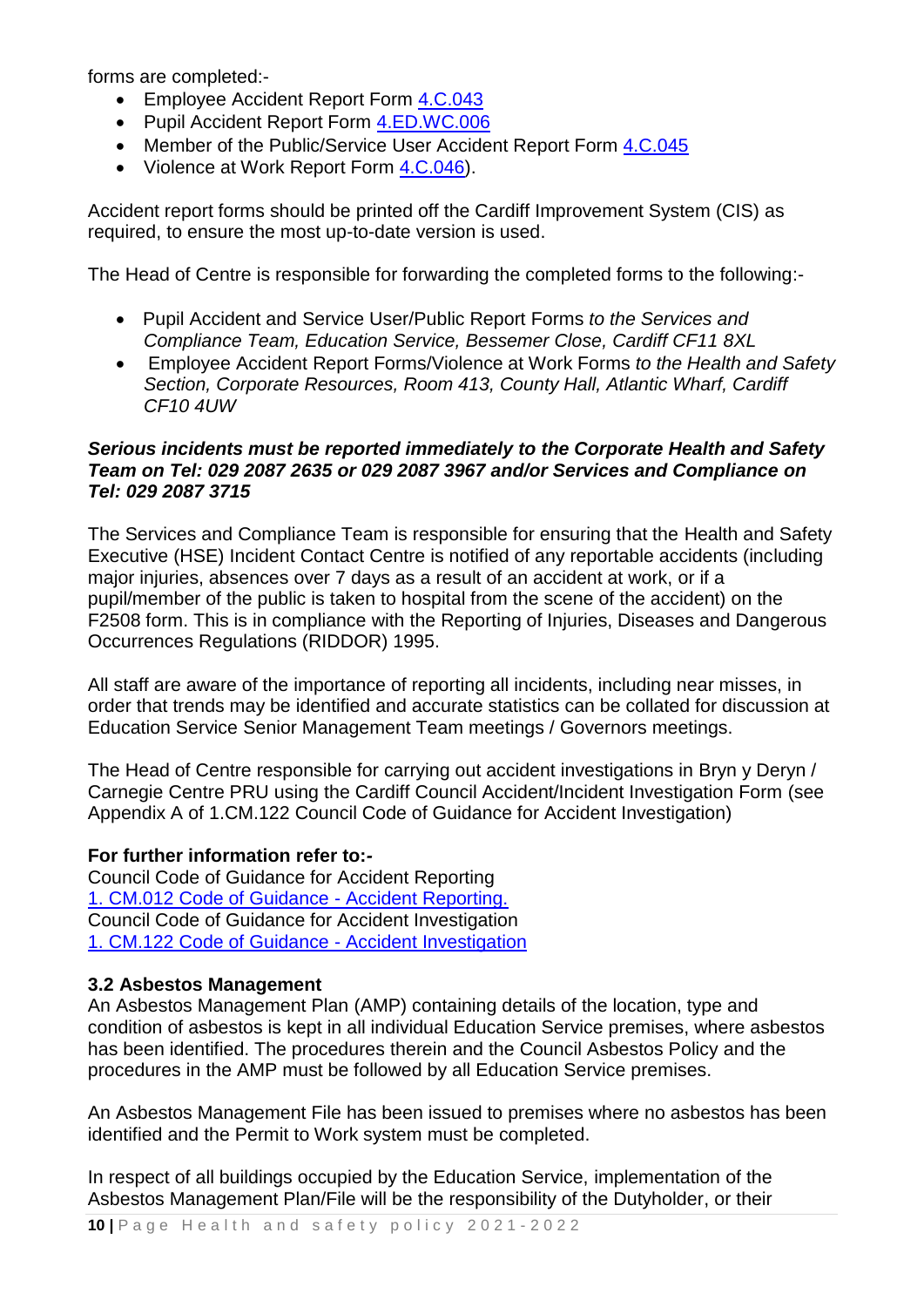forms are completed:-

- Employee Accident Report Form 4.C.043
- Pupil Accident Report Form 4.ED.WC.006
- Member of the Public/Service User Accident Report Form 4.C.045
- Violence at Work Report Form 4.C.046).

Accident report forms should be printed off the Cardiff Improvement System (CIS) as required, to ensure the most up-to-date version is used.

The Head of Centre is responsible for forwarding the completed forms to the following:-

- Pupil Accident and Service User/Public Report Forms *to the Services and Compliance Team, Education Service, Bessemer Close, Cardiff CF11 8XL*
- Employee Accident Report Forms/Violence at Work Forms *to the Health and Safety Section, Corporate Resources, Room 413, County Hall, Atlantic Wharf, Cardiff CF10 4UW*

***Serious incidents must be reported immediately to the Corporate Health and Safety Team on Tel: 029 2087 2635 or 029 2087 3967 and/or Services and Compliance on Tel: 029 2087 3715***

The Services and Compliance Team is responsible for ensuring that the Health and Safety Executive (HSE) Incident Contact Centre is notified of any reportable accidents (including major injuries, absences over 7 days as a result of an accident at work, or if a pupil/member of the public is taken to hospital from the scene of the accident) on the F2508 form. This is in compliance with the Reporting of Injuries, Diseases and Dangerous Occurrences Regulations (RIDDOR) 1995.

All staff are aware of the importance of reporting all incidents, including near misses, in order that trends may be identified and accurate statistics can be collated for discussion at Education Service Senior Management Team meetings / Governors meetings.

The Head of Centre responsible for carrying out accident investigations in Bryn y Deryn / Carnegie Centre PRU using the Cardiff Council Accident/Incident Investigation Form (see Appendix A of 1.CM.122 Council Code of Guidance for Accident Investigation)

**For further information refer to:-**

Council Code of Guidance for Accident Reporting
1. CM.012 Code of Guidance - Accident Reporting.
Council Code of Guidance for Accident Investigation
1. CM.122 Code of Guidance - Accident Investigation

### 3.2 Asbestos Management

An Asbestos Management Plan (AMP) containing details of the location, type and condition of asbestos is kept in all individual Education Service premises, where asbestos has been identified. The procedures therein and the Council Asbestos Policy and the procedures in the AMP must be followed by all Education Service premises.

An Asbestos Management File has been issued to premises where no asbestos has been identified and the Permit to Work system must be completed.

In respect of all buildings occupied by the Education Service, implementation of the Asbestos Management Plan/File will be the responsibility of the Dutyholder, or their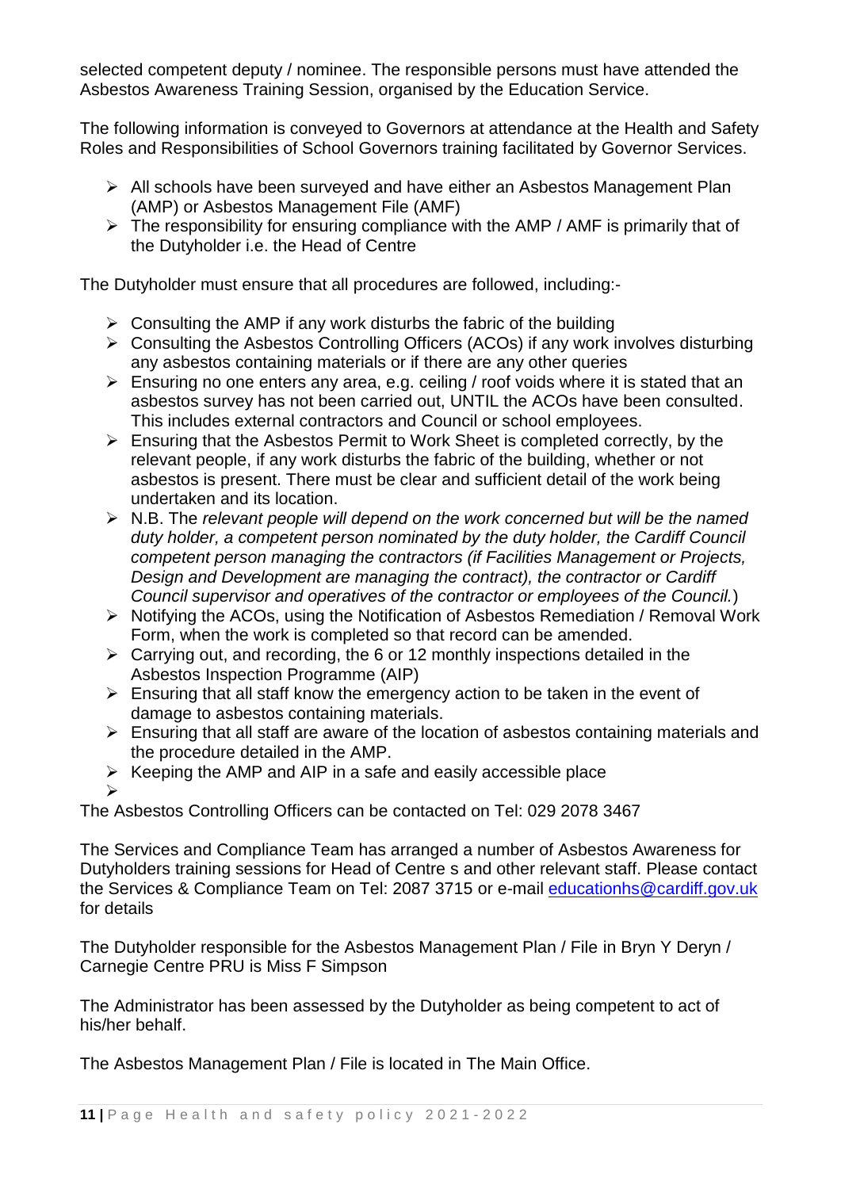selected competent deputy / nominee. The responsible persons must have attended the Asbestos Awareness Training Session, organised by the Education Service.

The following information is conveyed to Governors at attendance at the Health and Safety Roles and Responsibilities of School Governors training facilitated by Governor Services.

- All schools have been surveyed and have either an Asbestos Management Plan (AMP) or Asbestos Management File (AMF)
- The responsibility for ensuring compliance with the AMP / AMF is primarily that of the Dutyholder i.e. the Head of Centre

The Dutyholder must ensure that all procedures are followed, including:-

- Consulting the AMP if any work disturbs the fabric of the building
- Consulting the Asbestos Controlling Officers (ACOs) if any work involves disturbing any asbestos containing materials or if there are any other queries
- Ensuring no one enters any area, e.g. ceiling / roof voids where it is stated that an asbestos survey has not been carried out, UNTIL the ACOs have been consulted. This includes external contractors and Council or school employees.
- Ensuring that the Asbestos Permit to Work Sheet is completed correctly, by the relevant people, if any work disturbs the fabric of the building, whether or not asbestos is present. There must be clear and sufficient detail of the work being undertaken and its location.
- N.B. The *relevant people will depend on the work concerned but will be the named duty holder, a competent person nominated by the duty holder, the Cardiff Council competent person managing the contractors (if Facilities Management or Projects, Design and Development are managing the contract), the contractor or Cardiff Council supervisor and operatives of the contractor or employees of the Council.*)
- Notifying the ACOs, using the Notification of Asbestos Remediation / Removal Work Form, when the work is completed so that record can be amended.
- Carrying out, and recording, the 6 or 12 monthly inspections detailed in the Asbestos Inspection Programme (AIP)
- Ensuring that all staff know the emergency action to be taken in the event of damage to asbestos containing materials.
- Ensuring that all staff are aware of the location of asbestos containing materials and the procedure detailed in the AMP.
- Keeping the AMP and AIP in a safe and easily accessible place

The Asbestos Controlling Officers can be contacted on Tel: 029 2078 3467

The Services and Compliance Team has arranged a number of Asbestos Awareness for Dutyholders training sessions for Head of Centre s and other relevant staff. Please contact the Services & Compliance Team on Tel: 2087 3715 or e-mail educationhs@cardiff.gov.uk for details

The Dutyholder responsible for the Asbestos Management Plan / File in Bryn Y Deryn / Carnegie Centre PRU is Miss F Simpson

The Administrator has been assessed by the Dutyholder as being competent to act of his/her behalf.

The Asbestos Management Plan / File is located in The Main Office.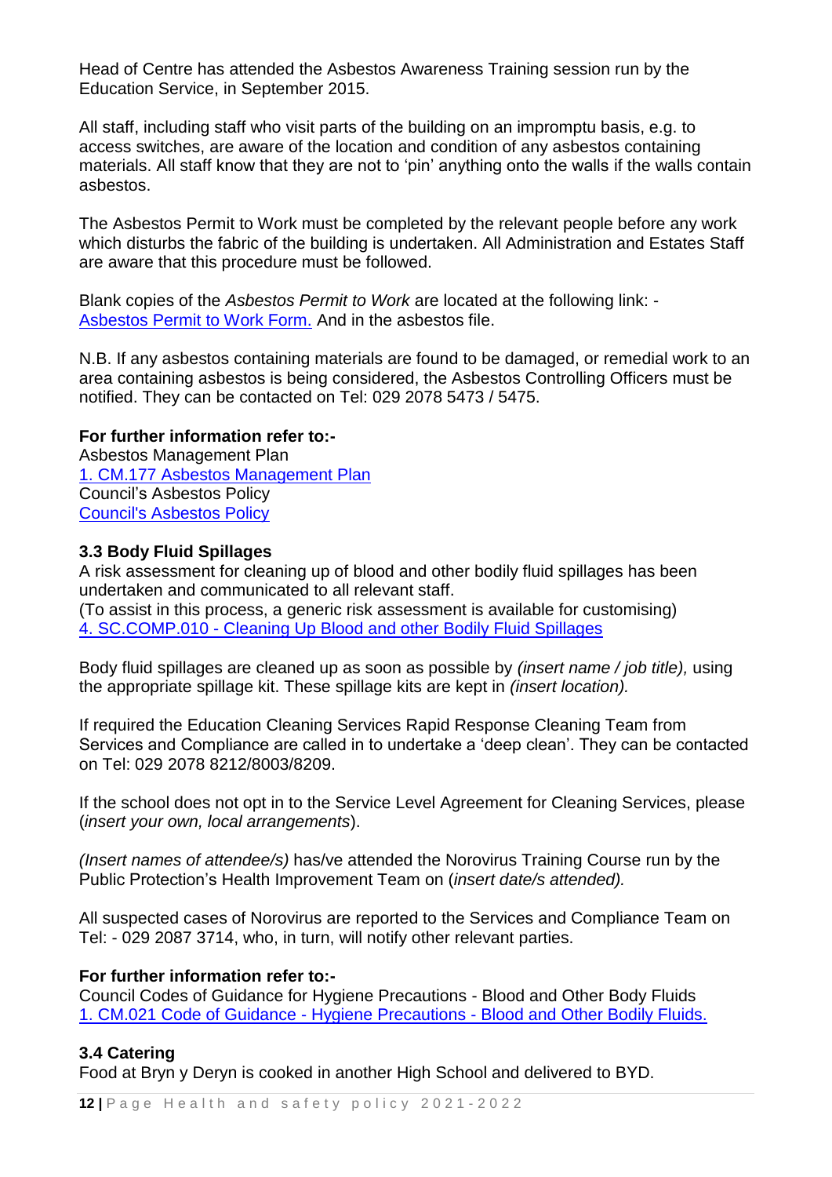Head of Centre has attended the Asbestos Awareness Training session run by the Education Service, in September 2015.

All staff, including staff who visit parts of the building on an impromptu basis, e.g. to access switches, are aware of the location and condition of any asbestos containing materials. All staff know that they are not to 'pin' anything onto the walls if the walls contain asbestos.

The Asbestos Permit to Work must be completed by the relevant people before any work which disturbs the fabric of the building is undertaken. All Administration and Estates Staff are aware that this procedure must be followed.

Blank copies of the *Asbestos Permit to Work* are located at the following link: - Asbestos Permit to Work Form. And in the asbestos file.

N.B. If any asbestos containing materials are found to be damaged, or remedial work to an area containing asbestos is being considered, the Asbestos Controlling Officers must be notified. They can be contacted on Tel: 029 2078 5473 / 5475.

**For further information refer to:-**
Asbestos Management Plan
1. CM.177 Asbestos Management Plan
Council's Asbestos Policy
Council's Asbestos Policy

### 3.3 Body Fluid Spillages

A risk assessment for cleaning up of blood and other bodily fluid spillages has been undertaken and communicated to all relevant staff.
(To assist in this process, a generic risk assessment is available for customising)
4. SC.COMP.010 - Cleaning Up Blood and other Bodily Fluid Spillages

Body fluid spillages are cleaned up as soon as possible by *(insert name / job title),* using the appropriate spillage kit. These spillage kits are kept in *(insert location).*

If required the Education Cleaning Services Rapid Response Cleaning Team from Services and Compliance are called in to undertake a 'deep clean'. They can be contacted on Tel: 029 2078 8212/8003/8209.

If the school does not opt in to the Service Level Agreement for Cleaning Services, please (*insert your own, local arrangements*).

*(Insert names of attendee/s)* has/ve attended the Norovirus Training Course run by the Public Protection's Health Improvement Team on (*insert date/s attended).*

All suspected cases of Norovirus are reported to the Services and Compliance Team on Tel: - 029 2087 3714, who, in turn, will notify other relevant parties.

**For further information refer to:-**
Council Codes of Guidance for Hygiene Precautions - Blood and Other Body Fluids
1. CM.021 Code of Guidance - Hygiene Precautions - Blood and Other Bodily Fluids.

### 3.4 Catering

Food at Bryn y Deryn is cooked in another High School and delivered to BYD.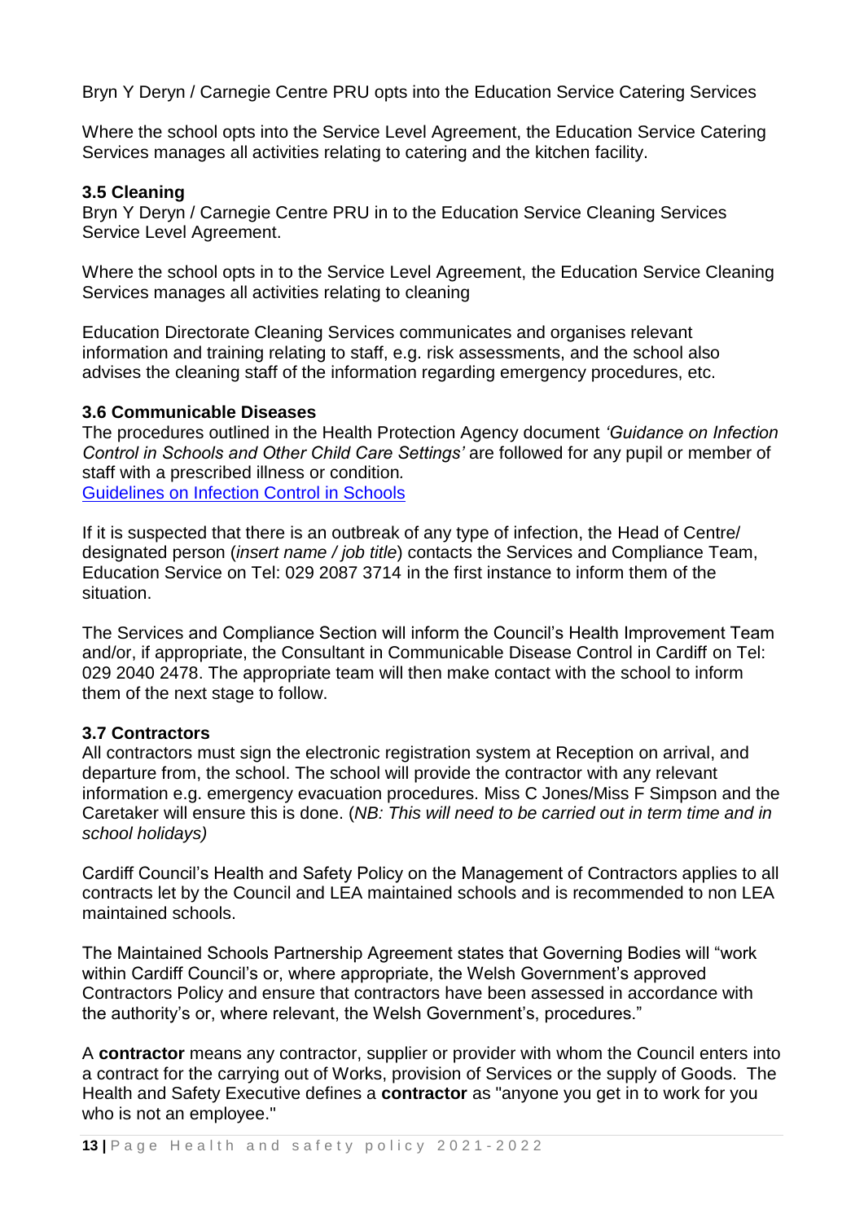Bryn Y Deryn / Carnegie Centre PRU opts into the Education Service Catering Services

Where the school opts into the Service Level Agreement, the Education Service Catering Services manages all activities relating to catering and the kitchen facility.

### 3.5 Cleaning

Bryn Y Deryn / Carnegie Centre PRU in to the Education Service Cleaning Services Service Level Agreement.

Where the school opts in to the Service Level Agreement, the Education Service Cleaning Services manages all activities relating to cleaning

Education Directorate Cleaning Services communicates and organises relevant information and training relating to staff, e.g. risk assessments, and the school also advises the cleaning staff of the information regarding emergency procedures, etc.

### 3.6 Communicable Diseases

The procedures outlined in the Health Protection Agency document *'Guidance on Infection Control in Schools and Other Child Care Settings'* are followed for any pupil or member of staff with a prescribed illness or condition.
Guidelines on Infection Control in Schools

If it is suspected that there is an outbreak of any type of infection, the Head of Centre/ designated person (*insert name / job title*) contacts the Services and Compliance Team, Education Service on Tel: 029 2087 3714 in the first instance to inform them of the situation.

The Services and Compliance Section will inform the Council's Health Improvement Team and/or, if appropriate, the Consultant in Communicable Disease Control in Cardiff on Tel: 029 2040 2478. The appropriate team will then make contact with the school to inform them of the next stage to follow.

### 3.7 Contractors

All contractors must sign the electronic registration system at Reception on arrival, and departure from, the school. The school will provide the contractor with any relevant information e.g. emergency evacuation procedures. Miss C Jones/Miss F Simpson and the Caretaker will ensure this is done. (*NB: This will need to be carried out in term time and in school holidays)*

Cardiff Council's Health and Safety Policy on the Management of Contractors applies to all contracts let by the Council and LEA maintained schools and is recommended to non LEA maintained schools.

The Maintained Schools Partnership Agreement states that Governing Bodies will "work within Cardiff Council's or, where appropriate, the Welsh Government's approved Contractors Policy and ensure that contractors have been assessed in accordance with the authority's or, where relevant, the Welsh Government's, procedures."

A **contractor** means any contractor, supplier or provider with whom the Council enters into a contract for the carrying out of Works, provision of Services or the supply of Goods. The Health and Safety Executive defines a **contractor** as "anyone you get in to work for you who is not an employee."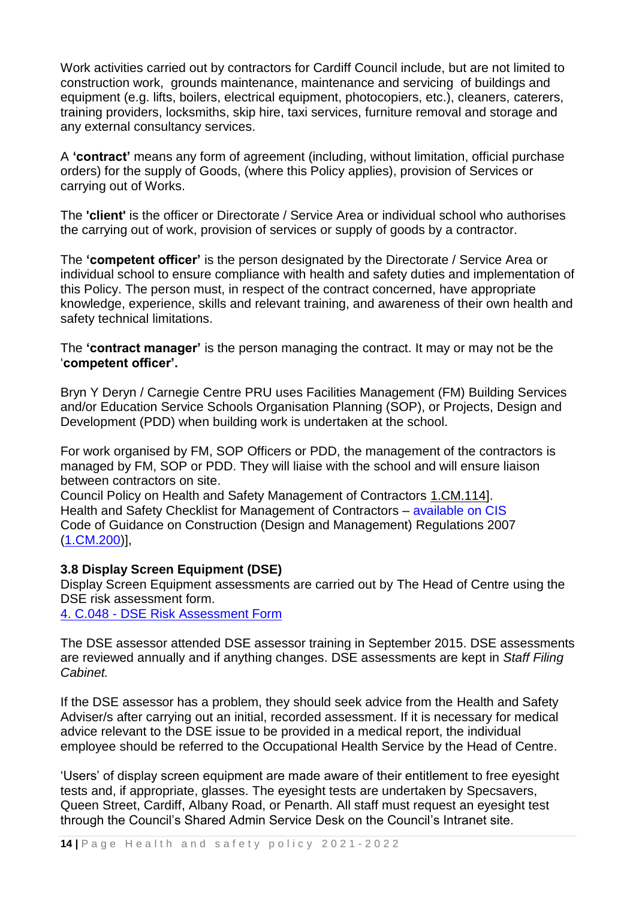Work activities carried out by contractors for Cardiff Council include, but are not limited to construction work, grounds maintenance, maintenance and servicing of buildings and equipment (e.g. lifts, boilers, electrical equipment, photocopiers, etc.), cleaners, caterers, training providers, locksmiths, skip hire, taxi services, furniture removal and storage and any external consultancy services.

A **'contract'** means any form of agreement (including, without limitation, official purchase orders) for the supply of Goods, (where this Policy applies), provision of Services or carrying out of Works.

The **'client'** is the officer or Directorate / Service Area or individual school who authorises the carrying out of work, provision of services or supply of goods by a contractor.

The **'competent officer'** is the person designated by the Directorate / Service Area or individual school to ensure compliance with health and safety duties and implementation of this Policy. The person must, in respect of the contract concerned, have appropriate knowledge, experience, skills and relevant training, and awareness of their own health and safety technical limitations.

The **'contract manager'** is the person managing the contract. It may or may not be the '**competent officer'.**

Bryn Y Deryn / Carnegie Centre PRU uses Facilities Management (FM) Building Services and/or Education Service Schools Organisation Planning (SOP), or Projects, Design and Development (PDD) when building work is undertaken at the school.

For work organised by FM, SOP Officers or PDD, the management of the contractors is managed by FM, SOP or PDD. They will liaise with the school and will ensure liaison between contractors on site.
Council Policy on Health and Safety Management of Contractors 1.CM.114].
Health and Safety Checklist for Management of Contractors – available on CIS
Code of Guidance on Construction (Design and Management) Regulations 2007 (1.CM.200)],

### 3.8 Display Screen Equipment (DSE)

Display Screen Equipment assessments are carried out by The Head of Centre using the DSE risk assessment form.
4. C.048 - DSE Risk Assessment Form

The DSE assessor attended DSE assessor training in September 2015. DSE assessments are reviewed annually and if anything changes. DSE assessments are kept in *Staff Filing Cabinet.*

If the DSE assessor has a problem, they should seek advice from the Health and Safety Adviser/s after carrying out an initial, recorded assessment. If it is necessary for medical advice relevant to the DSE issue to be provided in a medical report, the individual employee should be referred to the Occupational Health Service by the Head of Centre.

'Users' of display screen equipment are made aware of their entitlement to free eyesight tests and, if appropriate, glasses. The eyesight tests are undertaken by Specsavers, Queen Street, Cardiff, Albany Road, or Penarth. All staff must request an eyesight test through the Council's Shared Admin Service Desk on the Council's Intranet site.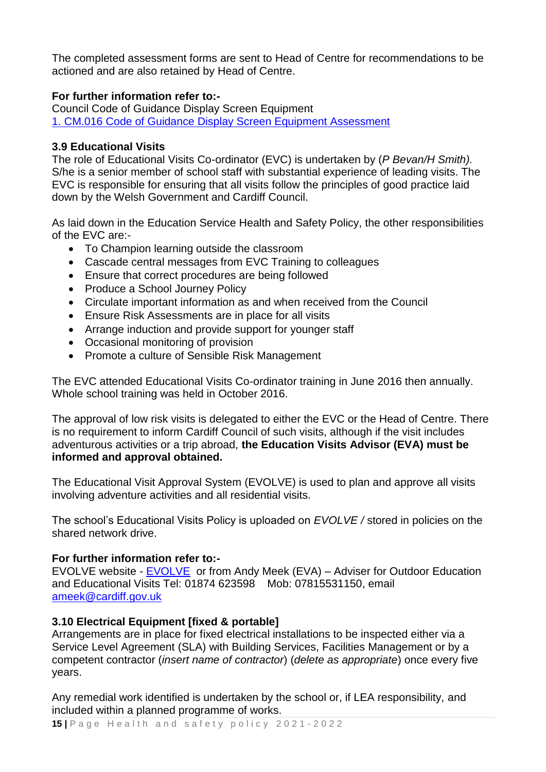The completed assessment forms are sent to Head of Centre for recommendations to be actioned and are also retained by Head of Centre.

**For further information refer to:-**
Council Code of Guidance Display Screen Equipment
[1. CM.016 Code of Guidance Display Screen Equipment Assessment]

### 3.9 Educational Visits

The role of Educational Visits Co-ordinator (EVC) is undertaken by (*P Bevan/H Smith).* S/he is a senior member of school staff with substantial experience of leading visits. The EVC is responsible for ensuring that all visits follow the principles of good practice laid down by the Welsh Government and Cardiff Council.

As laid down in the Education Service Health and Safety Policy, the other responsibilities of the EVC are:-

- To Champion learning outside the classroom
- Cascade central messages from EVC Training to colleagues
- Ensure that correct procedures are being followed
- Produce a School Journey Policy
- Circulate important information as and when received from the Council
- Ensure Risk Assessments are in place for all visits
- Arrange induction and provide support for younger staff
- Occasional monitoring of provision
- Promote a culture of Sensible Risk Management

The EVC attended Educational Visits Co-ordinator training in June 2016 then annually. Whole school training was held in October 2016.

The approval of low risk visits is delegated to either the EVC or the Head of Centre. There is no requirement to inform Cardiff Council of such visits, although if the visit includes adventurous activities or a trip abroad, **the Education Visits Advisor (EVA) must be informed and approval obtained.**

The Educational Visit Approval System (EVOLVE) is used to plan and approve all visits involving adventure activities and all residential visits.

The school's Educational Visits Policy is uploaded on *EVOLVE /* stored in policies on the shared network drive.

**For further information refer to:-**
EVOLVE website - EVOLVE or from Andy Meek (EVA) – Adviser for Outdoor Education and Educational Visits Tel: 01874 623598 Mob: 07815531150, email ameek@cardiff.gov.uk

### 3.10 Electrical Equipment [fixed & portable]

Arrangements are in place for fixed electrical installations to be inspected either via a Service Level Agreement (SLA) with Building Services, Facilities Management or by a competent contractor (*insert name of contractor*) (*delete as appropriate*) once every five years.

Any remedial work identified is undertaken by the school or, if LEA responsibility, and included within a planned programme of works.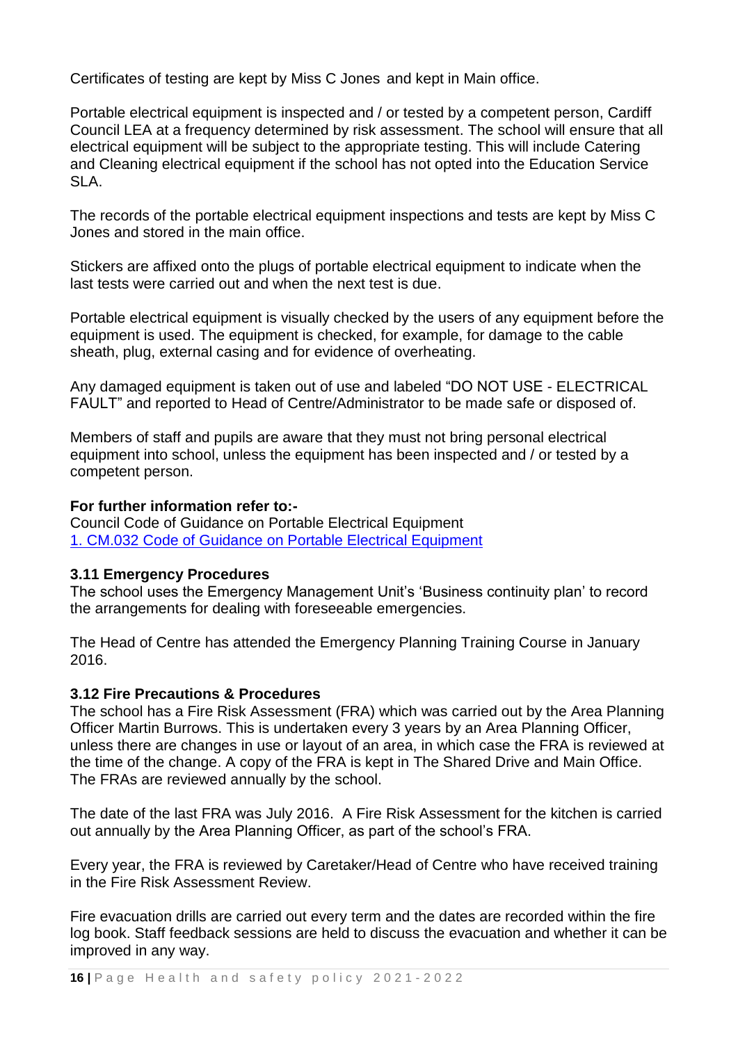Certificates of testing are kept by Miss C Jones and kept in Main office.

Portable electrical equipment is inspected and / or tested by a competent person, Cardiff Council LEA at a frequency determined by risk assessment. The school will ensure that all electrical equipment will be subject to the appropriate testing. This will include Catering and Cleaning electrical equipment if the school has not opted into the Education Service SLA.

The records of the portable electrical equipment inspections and tests are kept by Miss C Jones and stored in the main office.

Stickers are affixed onto the plugs of portable electrical equipment to indicate when the last tests were carried out and when the next test is due.

Portable electrical equipment is visually checked by the users of any equipment before the equipment is used. The equipment is checked, for example, for damage to the cable sheath, plug, external casing and for evidence of overheating.

Any damaged equipment is taken out of use and labeled "DO NOT USE - ELECTRICAL FAULT" and reported to Head of Centre/Administrator to be made safe or disposed of.

Members of staff and pupils are aware that they must not bring personal electrical equipment into school, unless the equipment has been inspected and / or tested by a competent person.

**For further information refer to:-**
Council Code of Guidance on Portable Electrical Equipment
1. CM.032 Code of Guidance on Portable Electrical Equipment

### 3.11 Emergency Procedures

The school uses the Emergency Management Unit's 'Business continuity plan' to record the arrangements for dealing with foreseeable emergencies.

The Head of Centre has attended the Emergency Planning Training Course in January 2016.

### 3.12 Fire Precautions & Procedures

The school has a Fire Risk Assessment (FRA) which was carried out by the Area Planning Officer Martin Burrows. This is undertaken every 3 years by an Area Planning Officer, unless there are changes in use or layout of an area, in which case the FRA is reviewed at the time of the change. A copy of the FRA is kept in The Shared Drive and Main Office. The FRAs are reviewed annually by the school.

The date of the last FRA was July 2016. A Fire Risk Assessment for the kitchen is carried out annually by the Area Planning Officer, as part of the school's FRA.

Every year, the FRA is reviewed by Caretaker/Head of Centre who have received training in the Fire Risk Assessment Review.

Fire evacuation drills are carried out every term and the dates are recorded within the fire log book. Staff feedback sessions are held to discuss the evacuation and whether it can be improved in any way.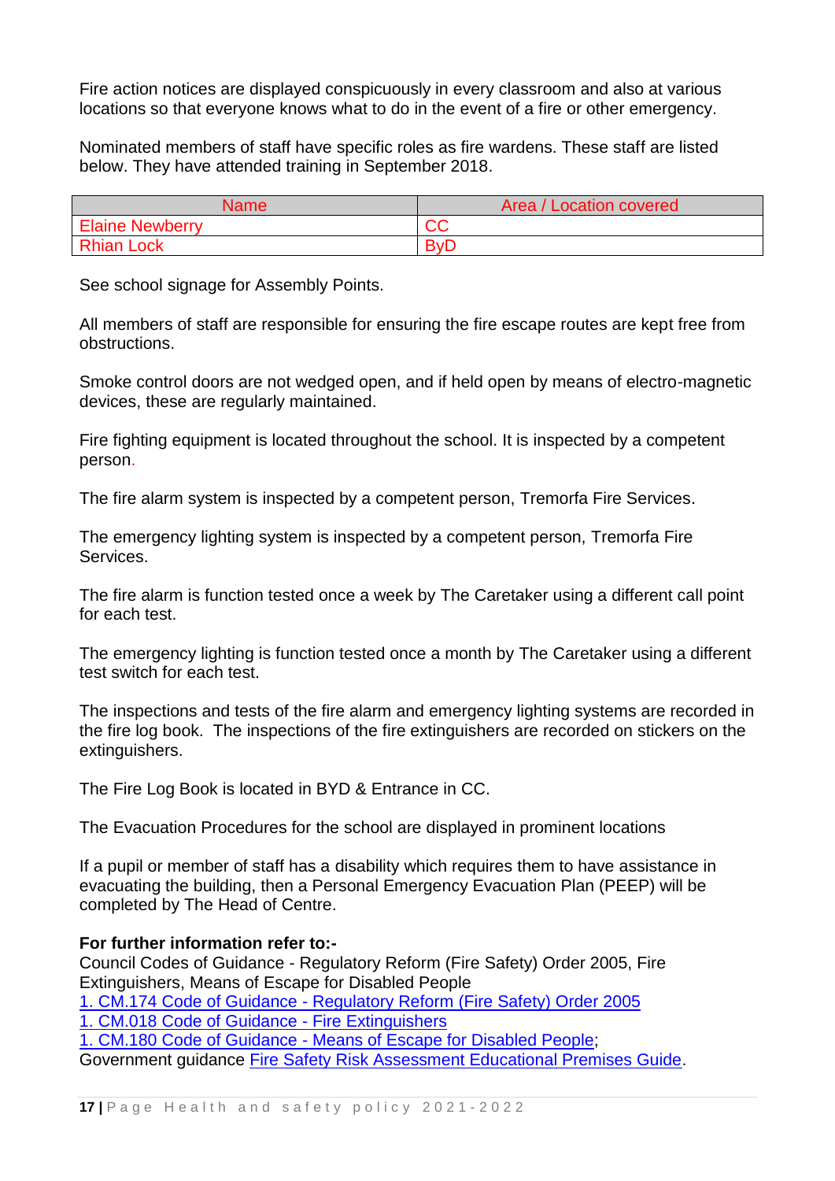Fire action notices are displayed conspicuously in every classroom and also at various locations so that everyone knows what to do in the event of a fire or other emergency.

Nominated members of staff have specific roles as fire wardens. These staff are listed below. They have attended training in September 2018.

| Name | Area / Location covered |
|---|---|
| Elaine Newberry | CC |
| Rhian Lock | ByD |

See school signage for Assembly Points.

All members of staff are responsible for ensuring the fire escape routes are kept free from obstructions.

Smoke control doors are not wedged open, and if held open by means of electro-magnetic devices, these are regularly maintained.

Fire fighting equipment is located throughout the school. It is inspected by a competent person.

The fire alarm system is inspected by a competent person, Tremorfa Fire Services.

The emergency lighting system is inspected by a competent person, Tremorfa Fire Services.

The fire alarm is function tested once a week by The Caretaker using a different call point for each test.

The emergency lighting is function tested once a month by The Caretaker using a different test switch for each test.

The inspections and tests of the fire alarm and emergency lighting systems are recorded in the fire log book. The inspections of the fire extinguishers are recorded on stickers on the extinguishers.

The Fire Log Book is located in BYD & Entrance in CC.

The Evacuation Procedures for the school are displayed in prominent locations

If a pupil or member of staff has a disability which requires them to have assistance in evacuating the building, then a Personal Emergency Evacuation Plan (PEEP) will be completed by The Head of Centre.

**For further information refer to:-**

Council Codes of Guidance - Regulatory Reform (Fire Safety) Order 2005, Fire Extinguishers, Means of Escape for Disabled People

1. CM.174 Code of Guidance - Regulatory Reform (Fire Safety) Order 2005

1. CM.018 Code of Guidance - Fire Extinguishers

1. CM.180 Code of Guidance - Means of Escape for Disabled People;

Government guidance Fire Safety Risk Assessment Educational Premises Guide.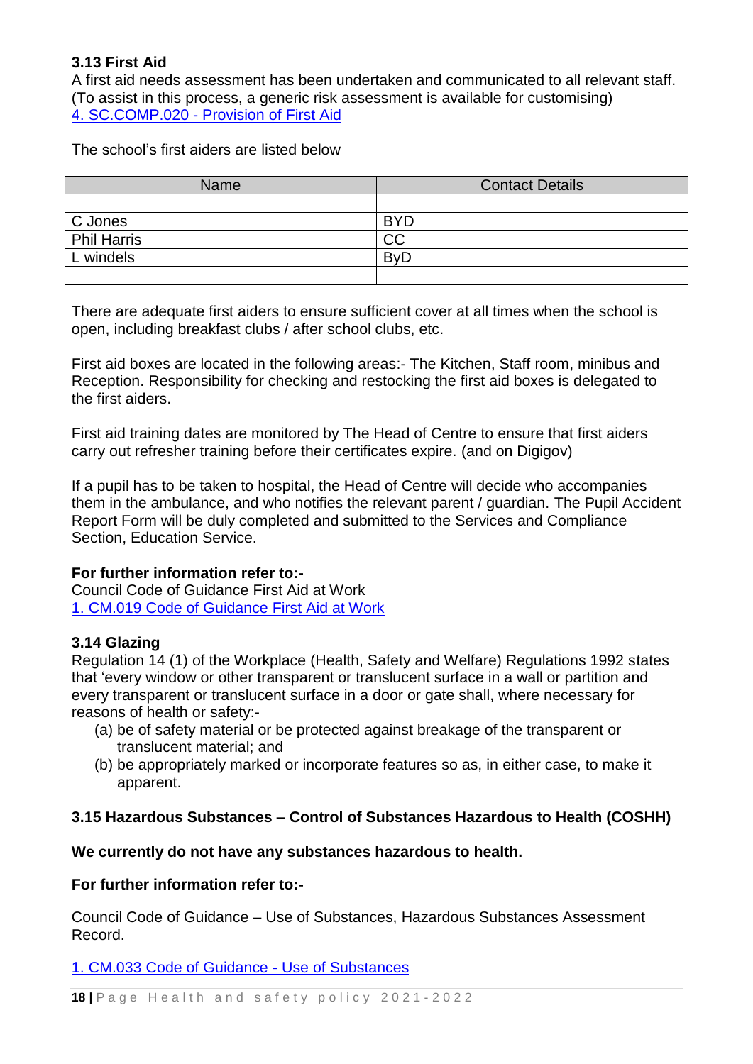### 3.13 First Aid

A first aid needs assessment has been undertaken and communicated to all relevant staff. (To assist in this process, a generic risk assessment is available for customising)
[4. SC.COMP.020 - Provision of First Aid]

The school's first aiders are listed below

| Name | Contact Details |
| --- | --- |
| | |
| C Jones | BYD |
| Phil Harris | CC |
| L windels | ByD |
| | |

There are adequate first aiders to ensure sufficient cover at all times when the school is open, including breakfast clubs / after school clubs, etc.

First aid boxes are located in the following areas:- The Kitchen, Staff room, minibus and Reception. Responsibility for checking and restocking the first aid boxes is delegated to the first aiders.

First aid training dates are monitored by The Head of Centre to ensure that first aiders carry out refresher training before their certificates expire. (and on Digigov)

If a pupil has to be taken to hospital, the Head of Centre will decide who accompanies them in the ambulance, and who notifies the relevant parent / guardian. The Pupil Accident Report Form will be duly completed and submitted to the Services and Compliance Section, Education Service.

**For further information refer to:-**
Council Code of Guidance First Aid at Work
[1. CM.019 Code of Guidance First Aid at Work]

### 3.14 Glazing

Regulation 14 (1) of the Workplace (Health, Safety and Welfare) Regulations 1992 states that 'every window or other transparent or translucent surface in a wall or partition and every transparent or translucent surface in a door or gate shall, where necessary for reasons of health or safety:-

(a) be of safety material or be protected against breakage of the transparent or translucent material; and
(b) be appropriately marked or incorporate features so as, in either case, to make it apparent.

### 3.15 Hazardous Substances – Control of Substances Hazardous to Health (COSHH)

**We currently do not have any substances hazardous to health.**

**For further information refer to:-**

Council Code of Guidance – Use of Substances, Hazardous Substances Assessment Record.

[1. CM.033 Code of Guidance - Use of Substances]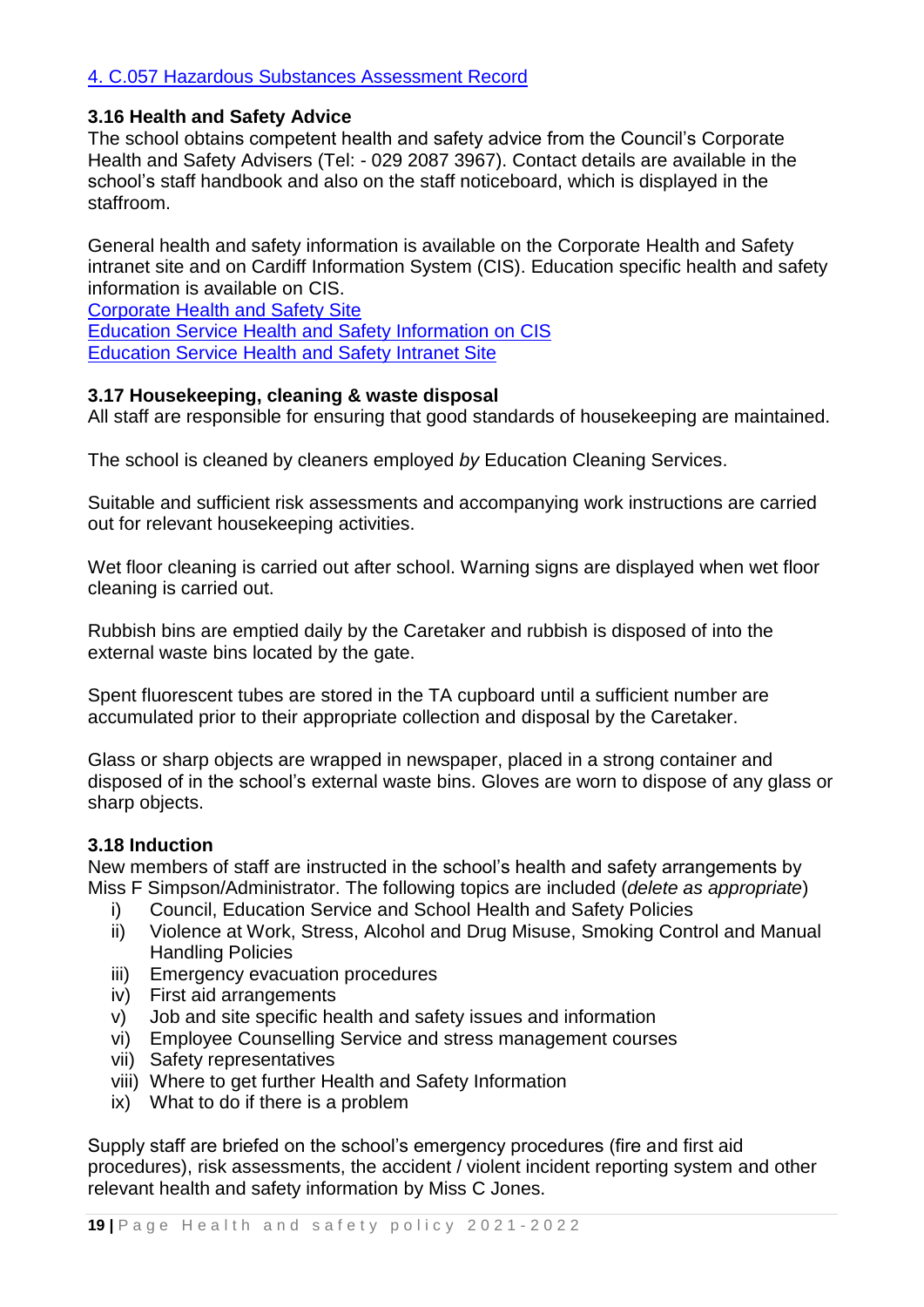[4. C.057 Hazardous Substances Assessment Record]

### 3.16 Health and Safety Advice

The school obtains competent health and safety advice from the Council's Corporate Health and Safety Advisers (Tel: - 029 2087 3967). Contact details are available in the school's staff handbook and also on the staff noticeboard, which is displayed in the staffroom.

General health and safety information is available on the Corporate Health and Safety intranet site and on Cardiff Information System (CIS). Education specific health and safety information is available on CIS.
[Corporate Health and Safety Site]
[Education Service Health and Safety Information on CIS]
[Education Service Health and Safety Intranet Site]

### 3.17 Housekeeping, cleaning & waste disposal

All staff are responsible for ensuring that good standards of housekeeping are maintained.

The school is cleaned by cleaners employed *by* Education Cleaning Services.

Suitable and sufficient risk assessments and accompanying work instructions are carried out for relevant housekeeping activities.

Wet floor cleaning is carried out after school. Warning signs are displayed when wet floor cleaning is carried out.

Rubbish bins are emptied daily by the Caretaker and rubbish is disposed of into the external waste bins located by the gate.

Spent fluorescent tubes are stored in the TA cupboard until a sufficient number are accumulated prior to their appropriate collection and disposal by the Caretaker.

Glass or sharp objects are wrapped in newspaper, placed in a strong container and disposed of in the school's external waste bins. Gloves are worn to dispose of any glass or sharp objects.

### 3.18 Induction

New members of staff are instructed in the school's health and safety arrangements by Miss F Simpson/Administrator. The following topics are included (*delete as appropriate*)

i) Council, Education Service and School Health and Safety Policies
ii) Violence at Work, Stress, Alcohol and Drug Misuse, Smoking Control and Manual Handling Policies
iii) Emergency evacuation procedures
iv) First aid arrangements
v) Job and site specific health and safety issues and information
vi) Employee Counselling Service and stress management courses
vii) Safety representatives
viii) Where to get further Health and Safety Information
ix) What to do if there is a problem

Supply staff are briefed on the school's emergency procedures (fire and first aid procedures), risk assessments, the accident / violent incident reporting system and other relevant health and safety information by Miss C Jones.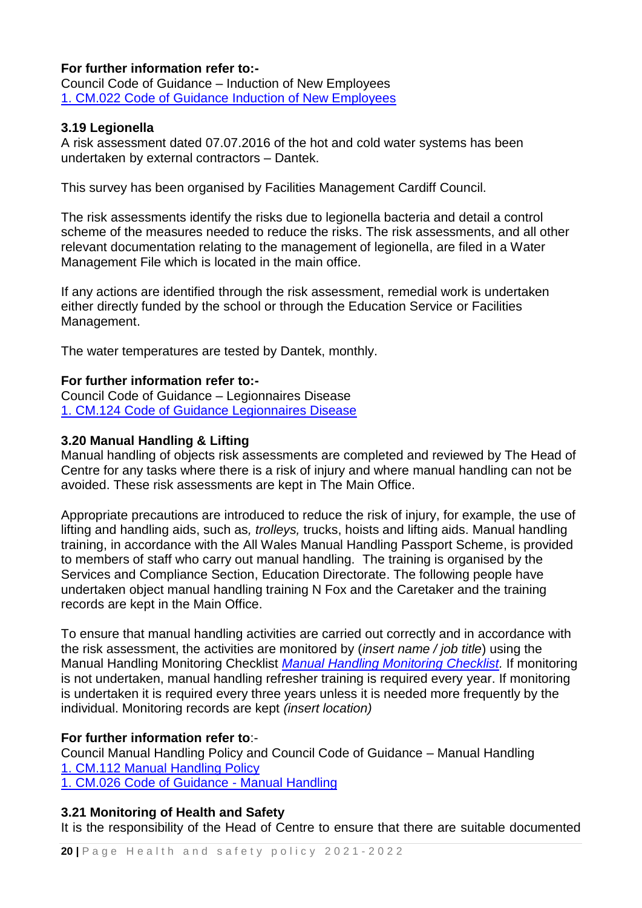**For further information refer to:-**
Council Code of Guidance – Induction of New Employees
1. CM.022 Code of Guidance Induction of New Employees

### 3.19 Legionella

A risk assessment dated 07.07.2016 of the hot and cold water systems has been undertaken by external contractors – Dantek.

This survey has been organised by Facilities Management Cardiff Council.

The risk assessments identify the risks due to legionella bacteria and detail a control scheme of the measures needed to reduce the risks. The risk assessments, and all other relevant documentation relating to the management of legionella, are filed in a Water Management File which is located in the main office.

If any actions are identified through the risk assessment, remedial work is undertaken either directly funded by the school or through the Education Service or Facilities Management.

The water temperatures are tested by Dantek, monthly.

**For further information refer to:-**
Council Code of Guidance – Legionnaires Disease
1. CM.124 Code of Guidance Legionnaires Disease

### 3.20 Manual Handling & Lifting

Manual handling of objects risk assessments are completed and reviewed by The Head of Centre for any tasks where there is a risk of injury and where manual handling can not be avoided. These risk assessments are kept in The Main Office.

Appropriate precautions are introduced to reduce the risk of injury, for example, the use of lifting and handling aids, such as*, trolleys,* trucks, hoists and lifting aids. Manual handling training, in accordance with the All Wales Manual Handling Passport Scheme, is provided to members of staff who carry out manual handling. The training is organised by the Services and Compliance Section, Education Directorate. The following people have undertaken object manual handling training N Fox and the Caretaker and the training records are kept in the Main Office.

To ensure that manual handling activities are carried out correctly and in accordance with the risk assessment, the activities are monitored by (*insert name / job title*) using the Manual Handling Monitoring Checklist *Manual Handling Monitoring Checklist.* If monitoring is not undertaken, manual handling refresher training is required every year. If monitoring is undertaken it is required every three years unless it is needed more frequently by the individual. Monitoring records are kept *(insert location)*

**For further information refer to**:-
Council Manual Handling Policy and Council Code of Guidance – Manual Handling
1. CM.112 Manual Handling Policy
1. CM.026 Code of Guidance - Manual Handling

### 3.21 Monitoring of Health and Safety

It is the responsibility of the Head of Centre to ensure that there are suitable documented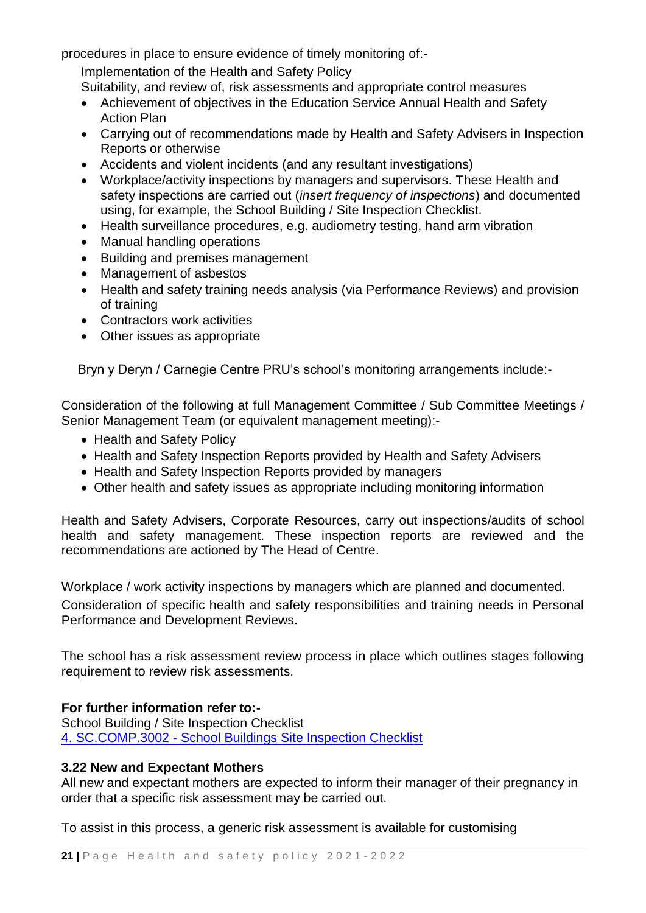procedures in place to ensure evidence of timely monitoring of:-

Implementation of the Health and Safety Policy

Suitability, and review of, risk assessments and appropriate control measures

- Achievement of objectives in the Education Service Annual Health and Safety Action Plan
- Carrying out of recommendations made by Health and Safety Advisers in Inspection Reports or otherwise
- Accidents and violent incidents (and any resultant investigations)
- Workplace/activity inspections by managers and supervisors. These Health and safety inspections are carried out (*insert frequency of inspections*) and documented using, for example, the School Building / Site Inspection Checklist.
- Health surveillance procedures, e.g. audiometry testing, hand arm vibration
- Manual handling operations
- Building and premises management
- Management of asbestos
- Health and safety training needs analysis (via Performance Reviews) and provision of training
- Contractors work activities
- Other issues as appropriate

Bryn y Deryn / Carnegie Centre PRU's school's monitoring arrangements include:-

Consideration of the following at full Management Committee / Sub Committee Meetings / Senior Management Team (or equivalent management meeting):-

- Health and Safety Policy
- Health and Safety Inspection Reports provided by Health and Safety Advisers
- Health and Safety Inspection Reports provided by managers
- Other health and safety issues as appropriate including monitoring information

Health and Safety Advisers, Corporate Resources, carry out inspections/audits of school health and safety management. These inspection reports are reviewed and the recommendations are actioned by The Head of Centre.

Workplace / work activity inspections by managers which are planned and documented.

Consideration of specific health and safety responsibilities and training needs in Personal Performance and Development Reviews.

The school has a risk assessment review process in place which outlines stages following requirement to review risk assessments.

**For further information refer to:-**

School Building / Site Inspection Checklist

4. SC.COMP.3002 - School Buildings Site Inspection Checklist

**3.22 New and Expectant Mothers**

All new and expectant mothers are expected to inform their manager of their pregnancy in order that a specific risk assessment may be carried out.

To assist in this process, a generic risk assessment is available for customising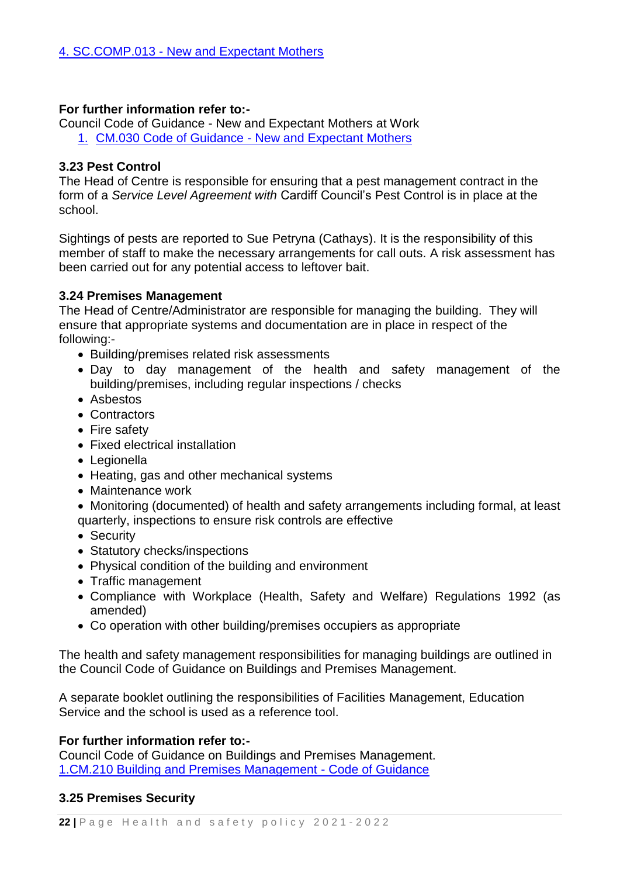[4. SC.COMP.013 - New and Expectant Mothers]

**For further information refer to:-**
Council Code of Guidance - New and Expectant Mothers at Work

1. CM.030 Code of Guidance - New and Expectant Mothers

### 3.23 Pest Control

The Head of Centre is responsible for ensuring that a pest management contract in the form of a *Service Level Agreement with* Cardiff Council's Pest Control is in place at the school.

Sightings of pests are reported to Sue Petryna (Cathays). It is the responsibility of this member of staff to make the necessary arrangements for call outs. A risk assessment has been carried out for any potential access to leftover bait.

### 3.24 Premises Management

The Head of Centre/Administrator are responsible for managing the building. They will ensure that appropriate systems and documentation are in place in respect of the following:-

- Building/premises related risk assessments
- Day to day management of the health and safety management of the building/premises, including regular inspections / checks
- Asbestos
- Contractors
- Fire safety
- Fixed electrical installation
- Legionella
- Heating, gas and other mechanical systems
- Maintenance work
- Monitoring (documented) of health and safety arrangements including formal, at least quarterly, inspections to ensure risk controls are effective
- Security
- Statutory checks/inspections
- Physical condition of the building and environment
- Traffic management
- Compliance with Workplace (Health, Safety and Welfare) Regulations 1992 (as amended)
- Co operation with other building/premises occupiers as appropriate

The health and safety management responsibilities for managing buildings are outlined in the Council Code of Guidance on Buildings and Premises Management.

A separate booklet outlining the responsibilities of Facilities Management, Education Service and the school is used as a reference tool.

**For further information refer to:-**
Council Code of Guidance on Buildings and Premises Management.
1.CM.210 Building and Premises Management - Code of Guidance

### 3.25 Premises Security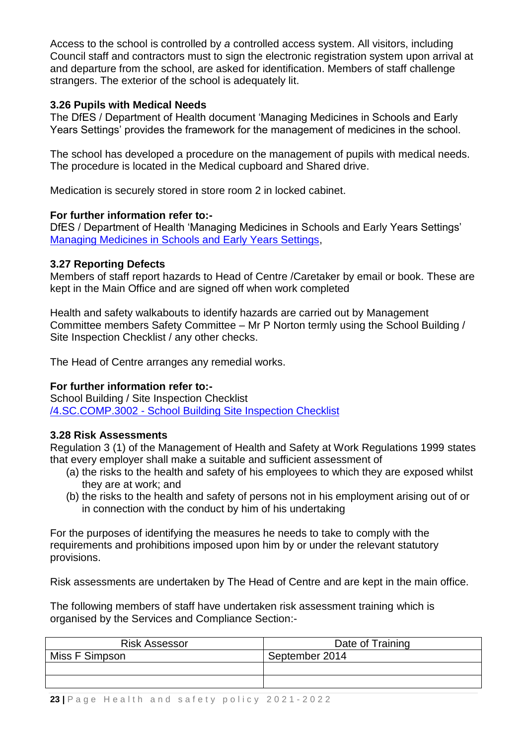Access to the school is controlled by *a* controlled access system. All visitors, including Council staff and contractors must to sign the electronic registration system upon arrival at and departure from the school, are asked for identification. Members of staff challenge strangers. The exterior of the school is adequately lit.

### 3.26 Pupils with Medical Needs

The DfES / Department of Health document 'Managing Medicines in Schools and Early Years Settings' provides the framework for the management of medicines in the school.

The school has developed a procedure on the management of pupils with medical needs. The procedure is located in the Medical cupboard and Shared drive.

Medication is securely stored in store room 2 in locked cabinet.

**For further information refer to:-**

DfES / Department of Health 'Managing Medicines in Schools and Early Years Settings'
Managing Medicines in Schools and Early Years Settings,

### 3.27 Reporting Defects

Members of staff report hazards to Head of Centre /Caretaker by email or book. These are kept in the Main Office and are signed off when work completed

Health and safety walkabouts to identify hazards are carried out by Management Committee members Safety Committee – Mr P Norton termly using the School Building / Site Inspection Checklist / any other checks.

The Head of Centre arranges any remedial works.

**For further information refer to:-**

School Building / Site Inspection Checklist
/4.SC.COMP.3002 - School Building Site Inspection Checklist

### 3.28 Risk Assessments

Regulation 3 (1) of the Management of Health and Safety at Work Regulations 1999 states that every employer shall make a suitable and sufficient assessment of

(a) the risks to the health and safety of his employees to which they are exposed whilst they are at work; and
(b) the risks to the health and safety of persons not in his employment arising out of or in connection with the conduct by him of his undertaking

For the purposes of identifying the measures he needs to take to comply with the requirements and prohibitions imposed upon him by or under the relevant statutory provisions.

Risk assessments are undertaken by The Head of Centre and are kept in the main office.

The following members of staff have undertaken risk assessment training which is organised by the Services and Compliance Section:-

| Risk Assessor | Date of Training |
|---|---|
| Miss F Simpson | September 2014 |
| | |
| | |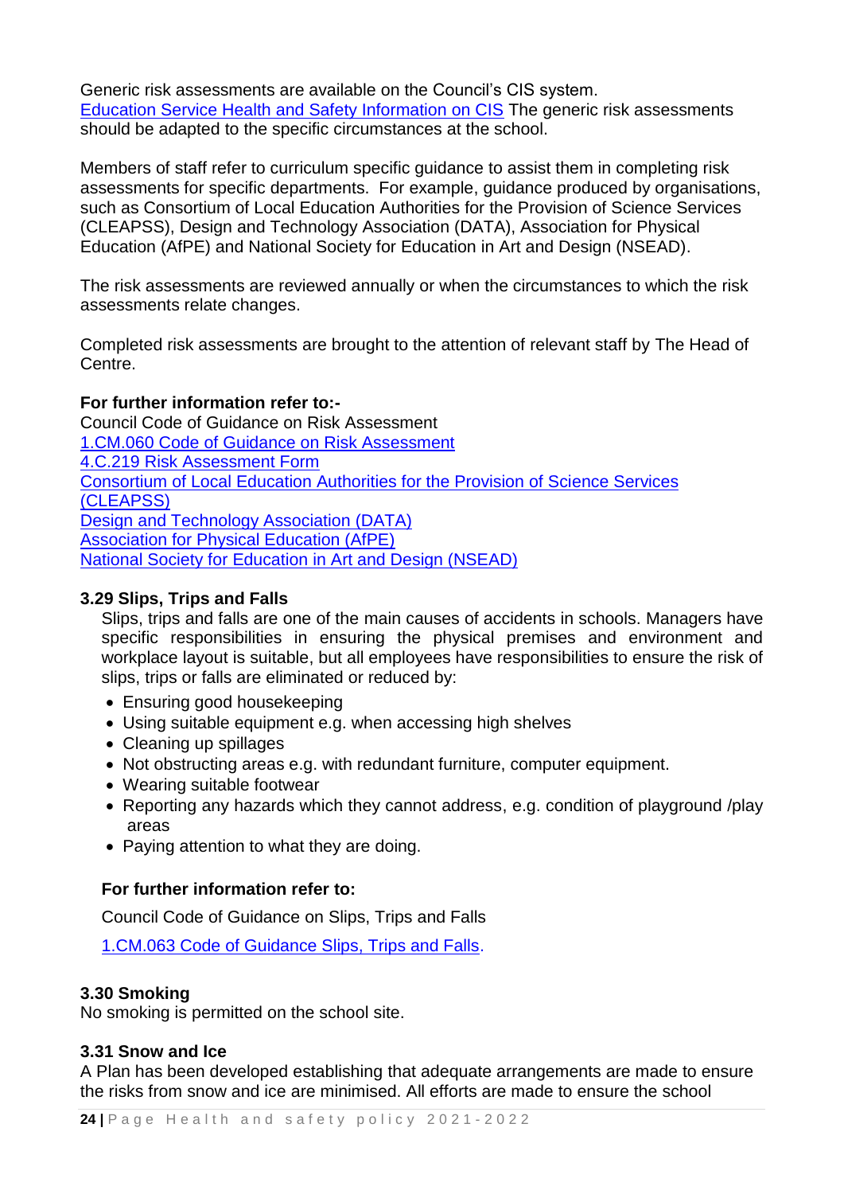Generic risk assessments are available on the Council's CIS system. Education Service Health and Safety Information on CIS The generic risk assessments should be adapted to the specific circumstances at the school.

Members of staff refer to curriculum specific guidance to assist them in completing risk assessments for specific departments. For example, guidance produced by organisations, such as Consortium of Local Education Authorities for the Provision of Science Services (CLEAPSS), Design and Technology Association (DATA), Association for Physical Education (AfPE) and National Society for Education in Art and Design (NSEAD).

The risk assessments are reviewed annually or when the circumstances to which the risk assessments relate changes.

Completed risk assessments are brought to the attention of relevant staff by The Head of Centre.

**For further information refer to:-**

Council Code of Guidance on Risk Assessment
1.CM.060 Code of Guidance on Risk Assessment
4.C.219 Risk Assessment Form
Consortium of Local Education Authorities for the Provision of Science Services (CLEAPSS)
Design and Technology Association (DATA)
Association for Physical Education (AfPE)
National Society for Education in Art and Design (NSEAD)

### 3.29 Slips, Trips and Falls

Slips, trips and falls are one of the main causes of accidents in schools. Managers have specific responsibilities in ensuring the physical premises and environment and workplace layout is suitable, but all employees have responsibilities to ensure the risk of slips, trips or falls are eliminated or reduced by:

- Ensuring good housekeeping
- Using suitable equipment e.g. when accessing high shelves
- Cleaning up spillages
- Not obstructing areas e.g. with redundant furniture, computer equipment.
- Wearing suitable footwear
- Reporting any hazards which they cannot address, e.g. condition of playground /play areas
- Paying attention to what they are doing.

**For further information refer to:**

Council Code of Guidance on Slips, Trips and Falls

1.CM.063 Code of Guidance Slips, Trips and Falls.

### 3.30 Smoking

No smoking is permitted on the school site.

### 3.31 Snow and Ice

A Plan has been developed establishing that adequate arrangements are made to ensure the risks from snow and ice are minimised. All efforts are made to ensure the school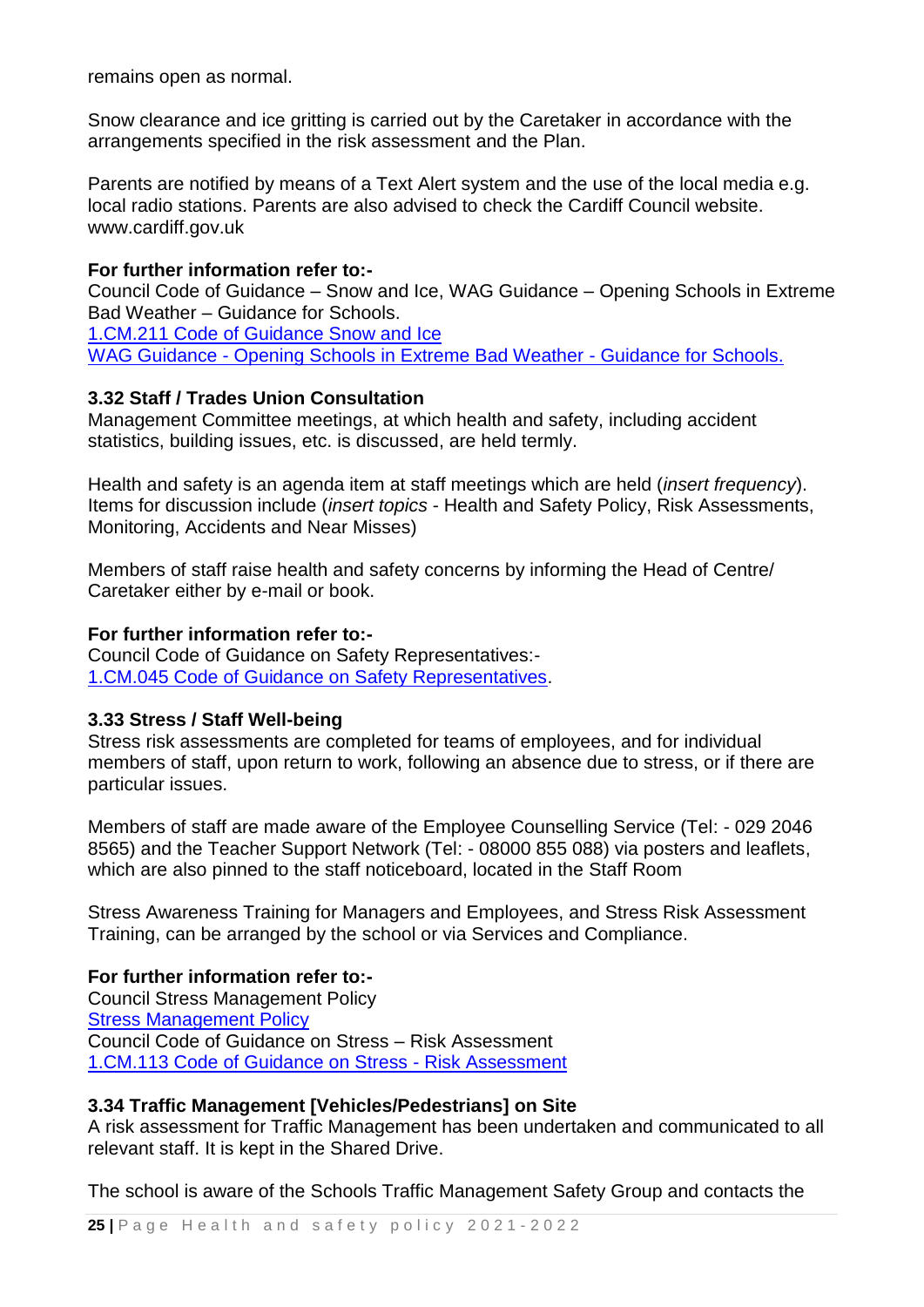remains open as normal.

Snow clearance and ice gritting is carried out by the Caretaker in accordance with the arrangements specified in the risk assessment and the Plan.

Parents are notified by means of a Text Alert system and the use of the local media e.g. local radio stations. Parents are also advised to check the Cardiff Council website. www.cardiff.gov.uk

**For further information refer to:-**
Council Code of Guidance – Snow and Ice, WAG Guidance – Opening Schools in Extreme Bad Weather – Guidance for Schools.
1.CM.211 Code of Guidance Snow and Ice
WAG Guidance - Opening Schools in Extreme Bad Weather - Guidance for Schools.

### 3.32 Staff / Trades Union Consultation

Management Committee meetings, at which health and safety, including accident statistics, building issues, etc. is discussed, are held termly.

Health and safety is an agenda item at staff meetings which are held (*insert frequency*). Items for discussion include (*insert topics* - Health and Safety Policy, Risk Assessments, Monitoring, Accidents and Near Misses)

Members of staff raise health and safety concerns by informing the Head of Centre/ Caretaker either by e-mail or book.

**For further information refer to:-**
Council Code of Guidance on Safety Representatives:-
1.CM.045 Code of Guidance on Safety Representatives.

### 3.33 Stress / Staff Well-being

Stress risk assessments are completed for teams of employees, and for individual members of staff, upon return to work, following an absence due to stress, or if there are particular issues.

Members of staff are made aware of the Employee Counselling Service (Tel: - 029 2046 8565) and the Teacher Support Network (Tel: - 08000 855 088) via posters and leaflets, which are also pinned to the staff noticeboard, located in the Staff Room

Stress Awareness Training for Managers and Employees, and Stress Risk Assessment Training, can be arranged by the school or via Services and Compliance.

**For further information refer to:-**
Council Stress Management Policy
Stress Management Policy
Council Code of Guidance on Stress – Risk Assessment
1.CM.113 Code of Guidance on Stress - Risk Assessment

### 3.34 Traffic Management [Vehicles/Pedestrians] on Site

A risk assessment for Traffic Management has been undertaken and communicated to all relevant staff. It is kept in the Shared Drive.

The school is aware of the Schools Traffic Management Safety Group and contacts the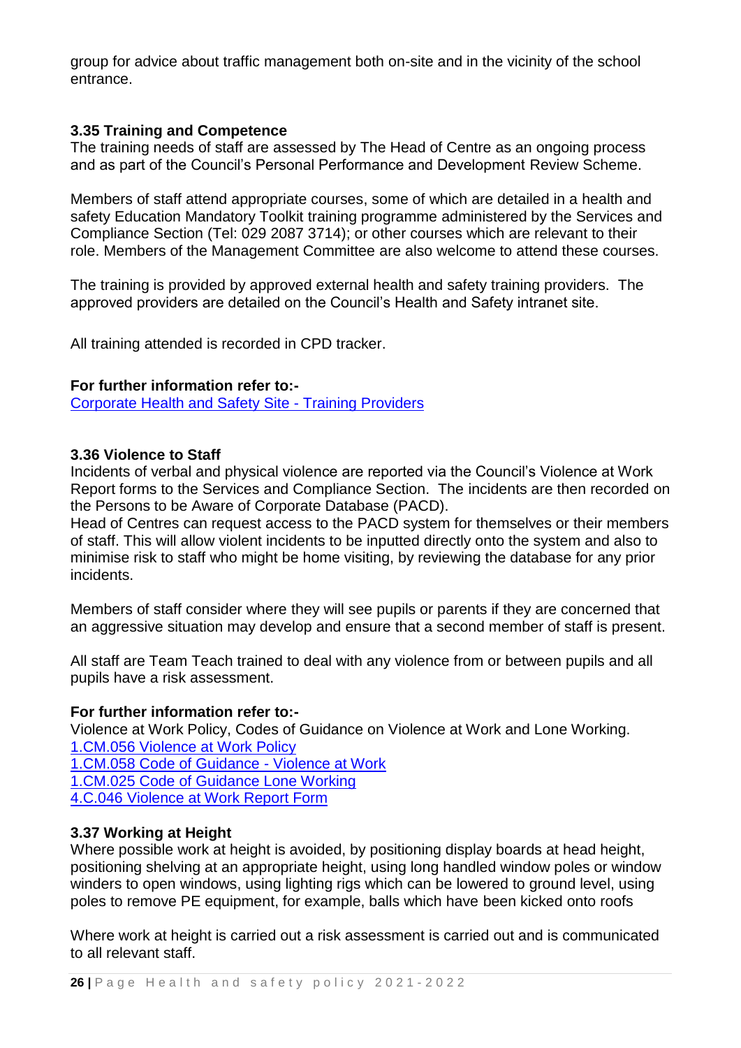group for advice about traffic management both on-site and in the vicinity of the school entrance.

### 3.35 Training and Competence

The training needs of staff are assessed by The Head of Centre as an ongoing process and as part of the Council's Personal Performance and Development Review Scheme.

Members of staff attend appropriate courses, some of which are detailed in a health and safety Education Mandatory Toolkit training programme administered by the Services and Compliance Section (Tel: 029 2087 3714); or other courses which are relevant to their role. Members of the Management Committee are also welcome to attend these courses.

The training is provided by approved external health and safety training providers. The approved providers are detailed on the Council's Health and Safety intranet site.

All training attended is recorded in CPD tracker.

**For further information refer to:-**

Corporate Health and Safety Site - Training Providers

### 3.36 Violence to Staff

Incidents of verbal and physical violence are reported via the Council's Violence at Work Report forms to the Services and Compliance Section. The incidents are then recorded on the Persons to be Aware of Corporate Database (PACD).

Head of Centres can request access to the PACD system for themselves or their members of staff. This will allow violent incidents to be inputted directly onto the system and also to minimise risk to staff who might be home visiting, by reviewing the database for any prior incidents.

Members of staff consider where they will see pupils or parents if they are concerned that an aggressive situation may develop and ensure that a second member of staff is present.

All staff are Team Teach trained to deal with any violence from or between pupils and all pupils have a risk assessment.

**For further information refer to:-**

Violence at Work Policy, Codes of Guidance on Violence at Work and Lone Working.

1.CM.056 Violence at Work Policy

1.CM.058 Code of Guidance - Violence at Work

1.CM.025 Code of Guidance Lone Working

4.C.046 Violence at Work Report Form

### 3.37 Working at Height

Where possible work at height is avoided, by positioning display boards at head height, positioning shelving at an appropriate height, using long handled window poles or window winders to open windows, using lighting rigs which can be lowered to ground level, using poles to remove PE equipment, for example, balls which have been kicked onto roofs

Where work at height is carried out a risk assessment is carried out and is communicated to all relevant staff.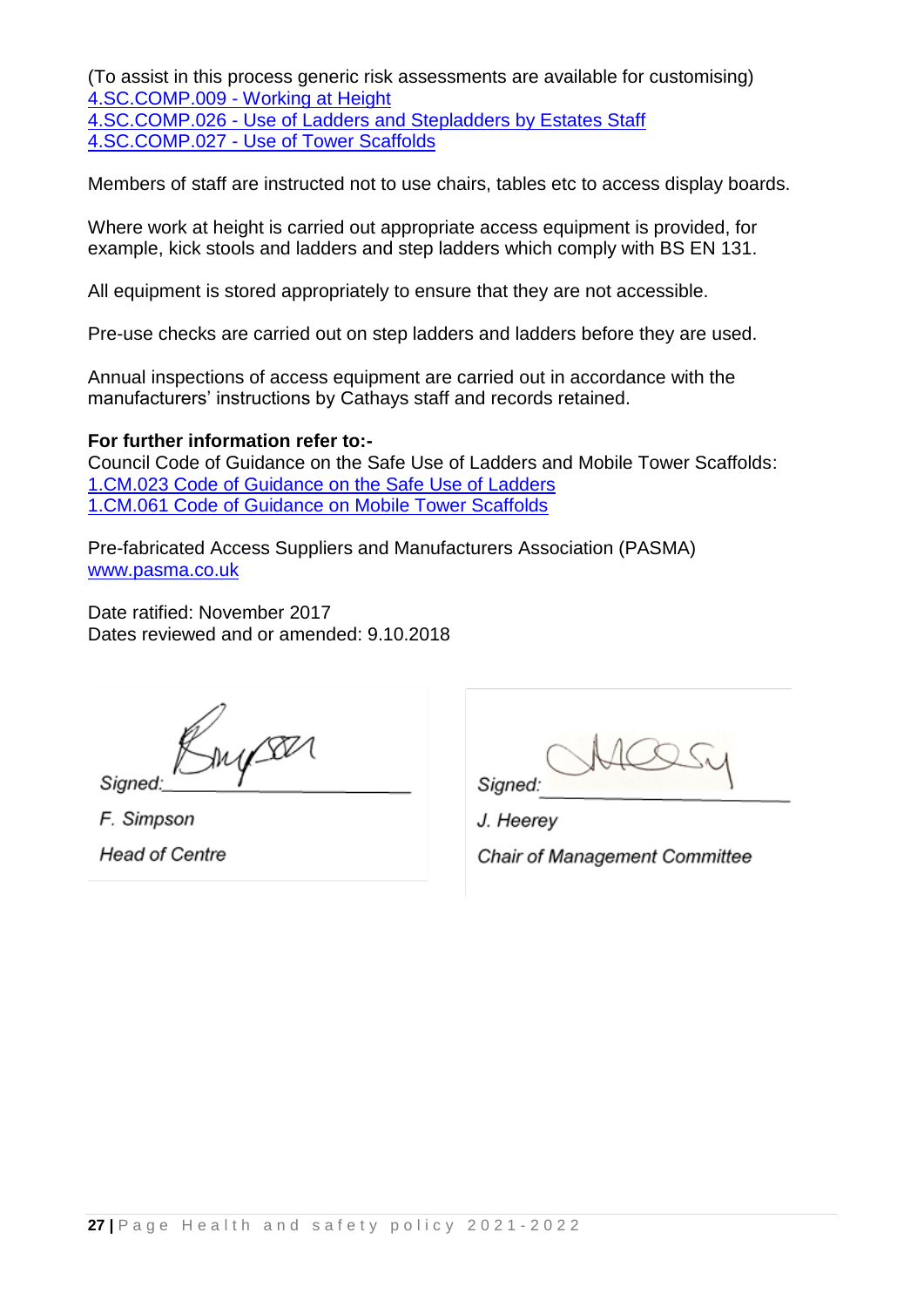(To assist in this process generic risk assessments are available for customising)
4.SC.COMP.009 - Working at Height
4.SC.COMP.026 - Use of Ladders and Stepladders by Estates Staff
4.SC.COMP.027 - Use of Tower Scaffolds

Members of staff are instructed not to use chairs, tables etc to access display boards.

Where work at height is carried out appropriate access equipment is provided, for example, kick stools and ladders and step ladders which comply with BS EN 131.

All equipment is stored appropriately to ensure that they are not accessible.

Pre-use checks are carried out on step ladders and ladders before they are used.

Annual inspections of access equipment are carried out in accordance with the manufacturers' instructions by Cathays staff and records retained.

**For further information refer to:-**
Council Code of Guidance on the Safe Use of Ladders and Mobile Tower Scaffolds:
1.CM.023 Code of Guidance on the Safe Use of Ladders
1.CM.061 Code of Guidance on Mobile Tower Scaffolds

Pre-fabricated Access Suppliers and Manufacturers Association (PASMA)
www.pasma.co.uk

Date ratified: November 2017
Dates reviewed and or amended: 9.10.2018

*Signed:*

*F. Simpson*

*Head of Centre*

*Signed:*

*J. Heerey*

*Chair of Management Committee*